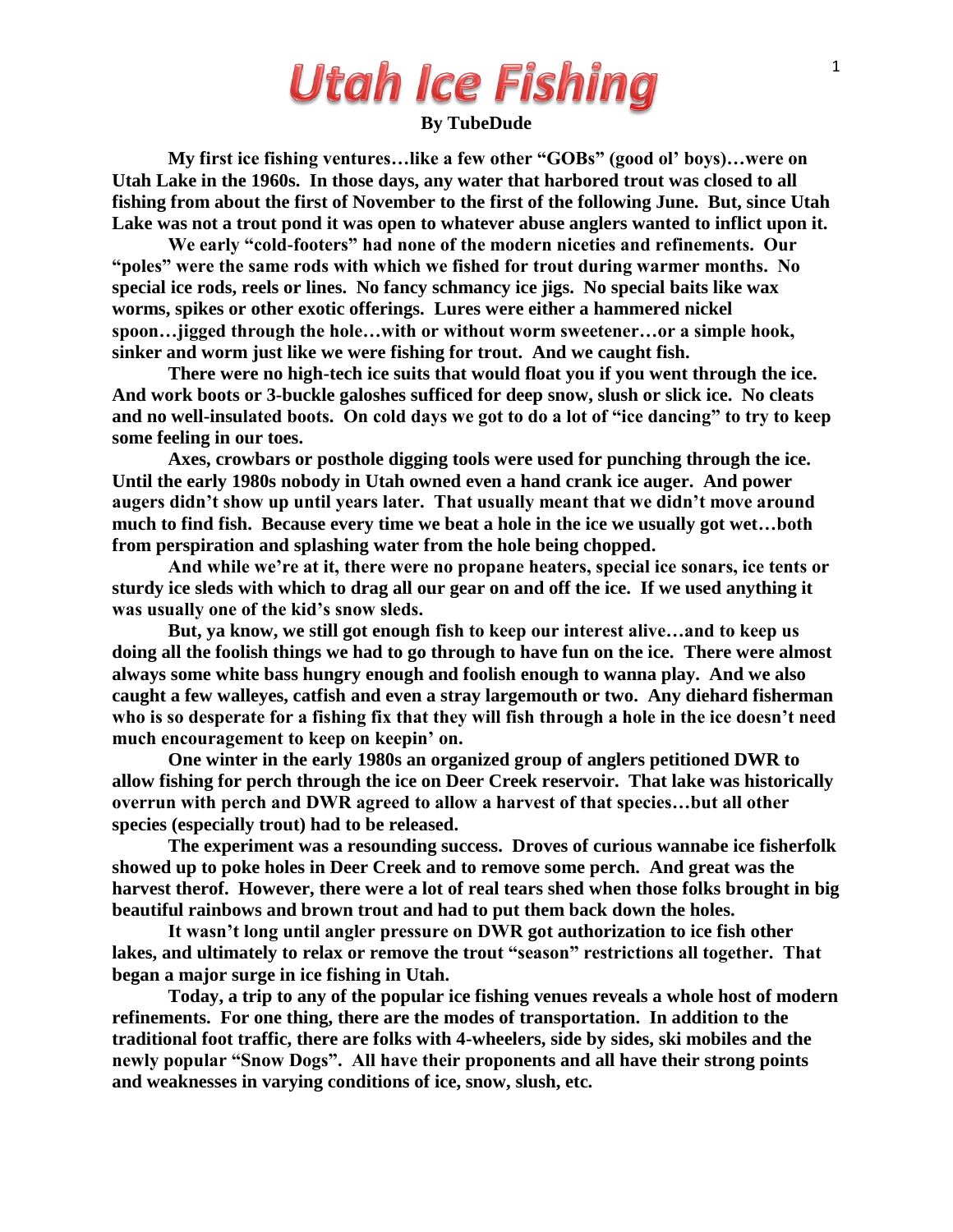# Utah Ice Fishing

**By TubeDude**

**My first ice fishing ventures…like a few other "GOBs" (good ol' boys)…were on Utah Lake in the 1960s. In those days, any water that harbored trout was closed to all fishing from about the first of November to the first of the following June. But, since Utah Lake was not a trout pond it was open to whatever abuse anglers wanted to inflict upon it.**

**We early "cold-footers" had none of the modern niceties and refinements. Our "poles" were the same rods with which we fished for trout during warmer months. No special ice rods, reels or lines. No fancy schmancy ice jigs. No special baits like wax worms, spikes or other exotic offerings. Lures were either a hammered nickel spoon…jigged through the hole…with or without worm sweetener…or a simple hook, sinker and worm just like we were fishing for trout. And we caught fish.**

**There were no high-tech ice suits that would float you if you went through the ice. And work boots or 3-buckle galoshes sufficed for deep snow, slush or slick ice. No cleats and no well-insulated boots. On cold days we got to do a lot of "ice dancing" to try to keep some feeling in our toes.**

**Axes, crowbars or posthole digging tools were used for punching through the ice. Until the early 1980s nobody in Utah owned even a hand crank ice auger. And power augers didn't show up until years later. That usually meant that we didn't move around much to find fish. Because every time we beat a hole in the ice we usually got wet…both from perspiration and splashing water from the hole being chopped.**

**And while we're at it, there were no propane heaters, special ice sonars, ice tents or sturdy ice sleds with which to drag all our gear on and off the ice. If we used anything it was usually one of the kid's snow sleds.**

**But, ya know, we still got enough fish to keep our interest alive…and to keep us doing all the foolish things we had to go through to have fun on the ice. There were almost always some white bass hungry enough and foolish enough to wanna play. And we also caught a few walleyes, catfish and even a stray largemouth or two. Any diehard fisherman who is so desperate for a fishing fix that they will fish through a hole in the ice doesn't need much encouragement to keep on keepin' on.**

**One winter in the early 1980s an organized group of anglers petitioned DWR to allow fishing for perch through the ice on Deer Creek reservoir. That lake was historically overrun with perch and DWR agreed to allow a harvest of that species…but all other species (especially trout) had to be released.**

**The experiment was a resounding success. Droves of curious wannabe ice fisherfolk showed up to poke holes in Deer Creek and to remove some perch. And great was the harvest therof. However, there were a lot of real tears shed when those folks brought in big beautiful rainbows and brown trout and had to put them back down the holes.**

**It wasn't long until angler pressure on DWR got authorization to ice fish other lakes, and ultimately to relax or remove the trout "season" restrictions all together. That began a major surge in ice fishing in Utah.**

**Today, a trip to any of the popular ice fishing venues reveals a whole host of modern refinements. For one thing, there are the modes of transportation. In addition to the traditional foot traffic, there are folks with 4-wheelers, side by sides, ski mobiles and the newly popular "Snow Dogs". All have their proponents and all have their strong points and weaknesses in varying conditions of ice, snow, slush, etc.**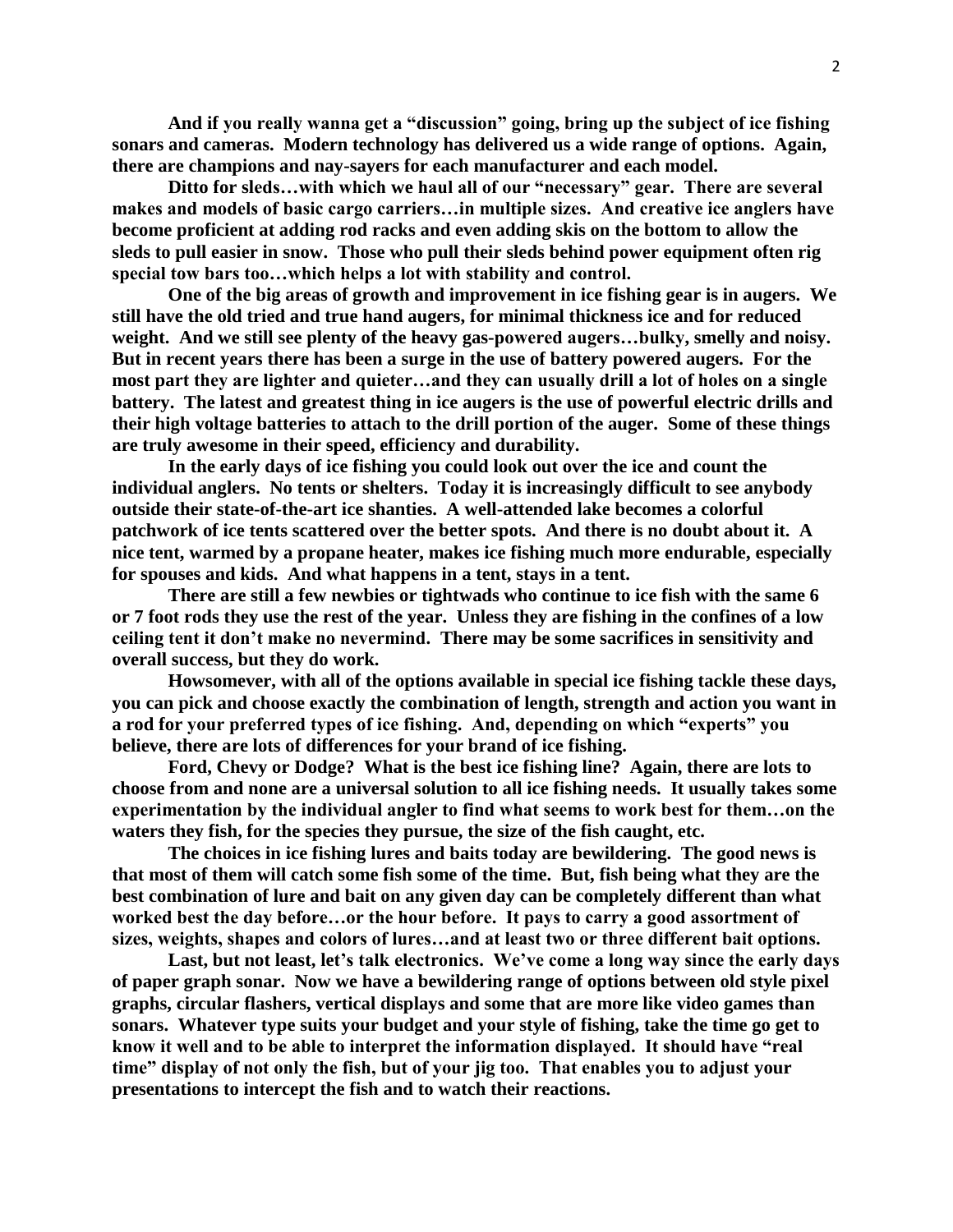**And if you really wanna get a "discussion" going, bring up the subject of ice fishing sonars and cameras. Modern technology has delivered us a wide range of options. Again, there are champions and nay-sayers for each manufacturer and each model.**

**Ditto for sleds…with which we haul all of our "necessary" gear. There are several makes and models of basic cargo carriers…in multiple sizes. And creative ice anglers have become proficient at adding rod racks and even adding skis on the bottom to allow the sleds to pull easier in snow. Those who pull their sleds behind power equipment often rig special tow bars too…which helps a lot with stability and control.**

**One of the big areas of growth and improvement in ice fishing gear is in augers. We still have the old tried and true hand augers, for minimal thickness ice and for reduced weight. And we still see plenty of the heavy gas-powered augers…bulky, smelly and noisy. But in recent years there has been a surge in the use of battery powered augers. For the most part they are lighter and quieter…and they can usually drill a lot of holes on a single battery. The latest and greatest thing in ice augers is the use of powerful electric drills and their high voltage batteries to attach to the drill portion of the auger. Some of these things are truly awesome in their speed, efficiency and durability.**

**In the early days of ice fishing you could look out over the ice and count the individual anglers. No tents or shelters. Today it is increasingly difficult to see anybody outside their state-of-the-art ice shanties. A well-attended lake becomes a colorful patchwork of ice tents scattered over the better spots. And there is no doubt about it. A nice tent, warmed by a propane heater, makes ice fishing much more endurable, especially for spouses and kids. And what happens in a tent, stays in a tent.**

**There are still a few newbies or tightwads who continue to ice fish with the same 6 or 7 foot rods they use the rest of the year. Unless they are fishing in the confines of a low ceiling tent it don't make no nevermind. There may be some sacrifices in sensitivity and overall success, but they do work.**

**Howsomever, with all of the options available in special ice fishing tackle these days, you can pick and choose exactly the combination of length, strength and action you want in a rod for your preferred types of ice fishing. And, depending on which "experts" you believe, there are lots of differences for your brand of ice fishing.**

**Ford, Chevy or Dodge? What is the best ice fishing line? Again, there are lots to choose from and none are a universal solution to all ice fishing needs. It usually takes some experimentation by the individual angler to find what seems to work best for them…on the waters they fish, for the species they pursue, the size of the fish caught, etc.**

**The choices in ice fishing lures and baits today are bewildering. The good news is that most of them will catch some fish some of the time. But, fish being what they are the best combination of lure and bait on any given day can be completely different than what worked best the day before…or the hour before. It pays to carry a good assortment of sizes, weights, shapes and colors of lures…and at least two or three different bait options.**

**Last, but not least, let's talk electronics. We've come a long way since the early days of paper graph sonar. Now we have a bewildering range of options between old style pixel graphs, circular flashers, vertical displays and some that are more like video games than sonars. Whatever type suits your budget and your style of fishing, take the time go get to know it well and to be able to interpret the information displayed. It should have "real time" display of not only the fish, but of your jig too. That enables you to adjust your presentations to intercept the fish and to watch their reactions.**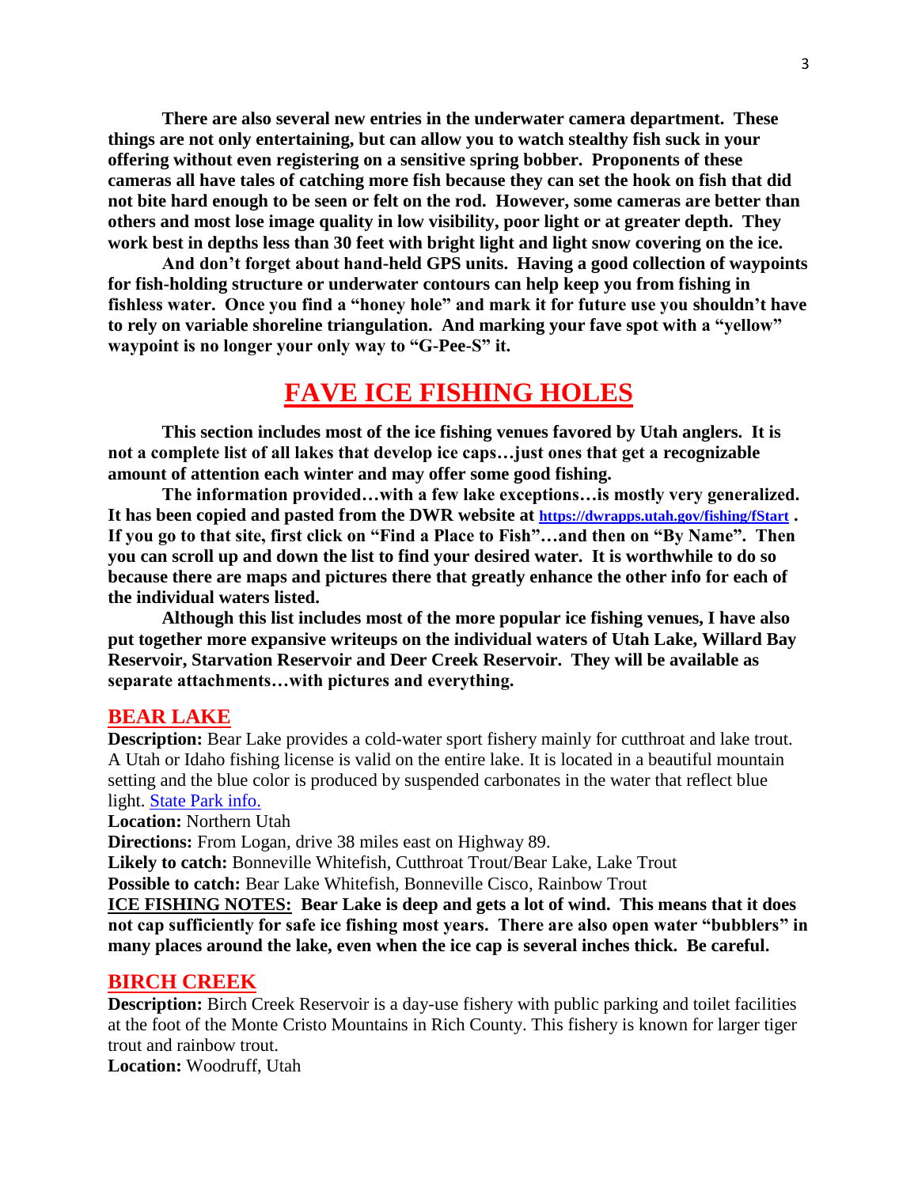**There are also several new entries in the underwater camera department. These things are not only entertaining, but can allow you to watch stealthy fish suck in your offering without even registering on a sensitive spring bobber. Proponents of these cameras all have tales of catching more fish because they can set the hook on fish that did not bite hard enough to be seen or felt on the rod. However, some cameras are better than others and most lose image quality in low visibility, poor light or at greater depth. They work best in depths less than 30 feet with bright light and light snow covering on the ice.**

**And don't forget about hand-held GPS units. Having a good collection of waypoints for fish-holding structure or underwater contours can help keep you from fishing in fishless water. Once you find a "honey hole" and mark it for future use you shouldn't have to rely on variable shoreline triangulation. And marking your fave spot with a "yellow" waypoint is no longer your only way to "G-Pee-S" it.**

# FAVE ICE FISHING HOLES

**This section includes most of the ice fishing venues favored by Utah anglers. It is not a complete list of all lakes that develop ice caps…just ones that get a recognizable amount of attention each winter and may offer some good fishing.**

**The information provided…with a few lake exceptions…is mostly very generalized. It has been copied and pasted from the DWR website at https://dwrapps.utah.gov/fishing/fStart . If you go to that site, first click on "Find a Place to Fish"…and then on "By Name". Then you can scroll up and down the list to find your desired water. It is worthwhile to do so because there are maps and pictures there that greatly enhance the other info for each of the individual waters listed.**

**Although this list includes most of the more popular ice fishing venues, I have also put together more expansive writeups on the individual waters of Utah Lake, Willard Bay Reservoir, Starvation Reservoir and Deer Creek Reservoir. They will be available as separate attachments…with pictures and everything.**

## BEAR LAKE

**Description:** Bear Lake provides a cold-water sport fishery mainly for cutthroat and lake trout. A Utah or Idaho fishing license is valid on the entire lake. It is located in a beautiful mountain setting and the blue color is produced by suspended carbonates in the water that reflect blue light. State Park info.

**Location:** Northern Utah

**Directions:** From Logan, drive 38 miles east on Highway 89.

**Likely to catch:** Bonneville Whitefish, Cutthroat Trout/Bear Lake, Lake Trout

**Possible to catch:** Bear Lake Whitefish, Bonneville Cisco, Rainbow Trout

**ICE FISHING NOTES: Bear Lake is deep and gets a lot of wind. This means that it does not cap sufficiently for safe ice fishing most years. There are also open water "bubblers" in many places around the lake, even when the ice cap is several inches thick. Be careful.**

## BIRCH CREEK

**Description:** Birch Creek Reservoir is a day-use fishery with public parking and toilet facilities at the foot of the Monte Cristo Mountains in Rich County. This fishery is known for larger tiger trout and rainbow trout.

**Location:** Woodruff, Utah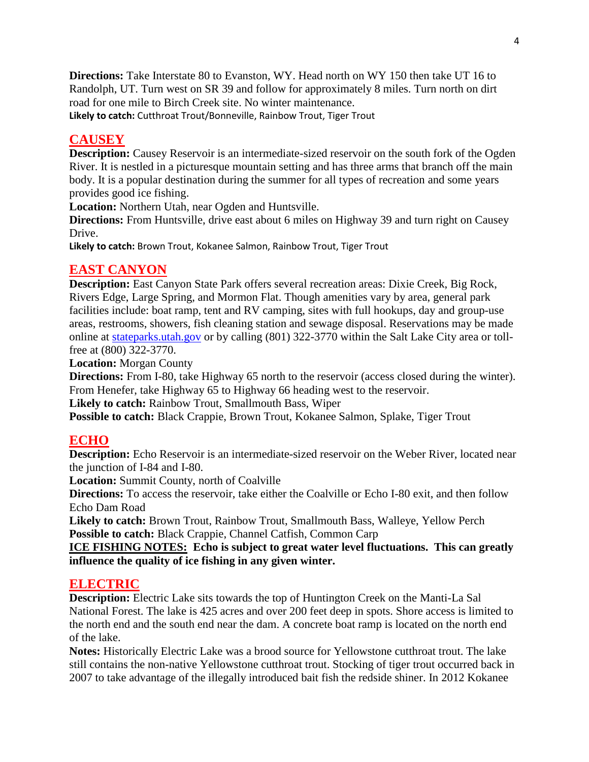**Directions:** Take Interstate 80 to Evanston, WY. Head north on WY 150 then take UT 16 to Randolph, UT. Turn west on SR 39 and follow for approximately 8 miles. Turn north on dirt road for one mile to Birch Creek site. No winter maintenance.
**Likely to catch:** Cutthroat Trout/Bonneville, Rainbow Trout, Tiger Trout

## CAUSEY

**Description:** Causey Reservoir is an intermediate-sized reservoir on the south fork of the Ogden River. It is nestled in a picturesque mountain setting and has three arms that branch off the main body. It is a popular destination during the summer for all types of recreation and some years provides good ice fishing.
**Location:** Northern Utah, near Ogden and Huntsville.
**Directions:** From Huntsville, drive east about 6 miles on Highway 39 and turn right on Causey Drive.
**Likely to catch:** Brown Trout, Kokanee Salmon, Rainbow Trout, Tiger Trout

## EAST CANYON

**Description:** East Canyon State Park offers several recreation areas: Dixie Creek, Big Rock, Rivers Edge, Large Spring, and Mormon Flat. Though amenities vary by area, general park facilities include: boat ramp, tent and RV camping, sites with full hookups, day and group-use areas, restrooms, showers, fish cleaning station and sewage disposal. Reservations may be made online at [stateparks.utah.gov](stateparks.utah.gov) or by calling (801) 322-3770 within the Salt Lake City area or toll-free at (800) 322-3770.
**Location:** Morgan County
**Directions:** From I-80, take Highway 65 north to the reservoir (access closed during the winter). From Henefer, take Highway 65 to Highway 66 heading west to the reservoir.
**Likely to catch:** Rainbow Trout, Smallmouth Bass, Wiper
**Possible to catch:** Black Crappie, Brown Trout, Kokanee Salmon, Splake, Tiger Trout

## ECHO

**Description:** Echo Reservoir is an intermediate-sized reservoir on the Weber River, located near the junction of I-84 and I-80.
**Location:** Summit County, north of Coalville
**Directions:** To access the reservoir, take either the Coalville or Echo I-80 exit, and then follow Echo Dam Road
**Likely to catch:** Brown Trout, Rainbow Trout, Smallmouth Bass, Walleye, Yellow Perch
**Possible to catch:** Black Crappie, Channel Catfish, Common Carp
**ICE FISHING NOTES: Echo is subject to great water level fluctuations. This can greatly influence the quality of ice fishing in any given winter.**

## ELECTRIC

**Description:** Electric Lake sits towards the top of Huntington Creek on the Manti-La Sal National Forest. The lake is 425 acres and over 200 feet deep in spots. Shore access is limited to the north end and the south end near the dam. A concrete boat ramp is located on the north end of the lake.
**Notes:** Historically Electric Lake was a brood source for Yellowstone cutthroat trout. The lake still contains the non-native Yellowstone cutthroat trout. Stocking of tiger trout occurred back in 2007 to take advantage of the illegally introduced bait fish the redside shiner. In 2012 Kokanee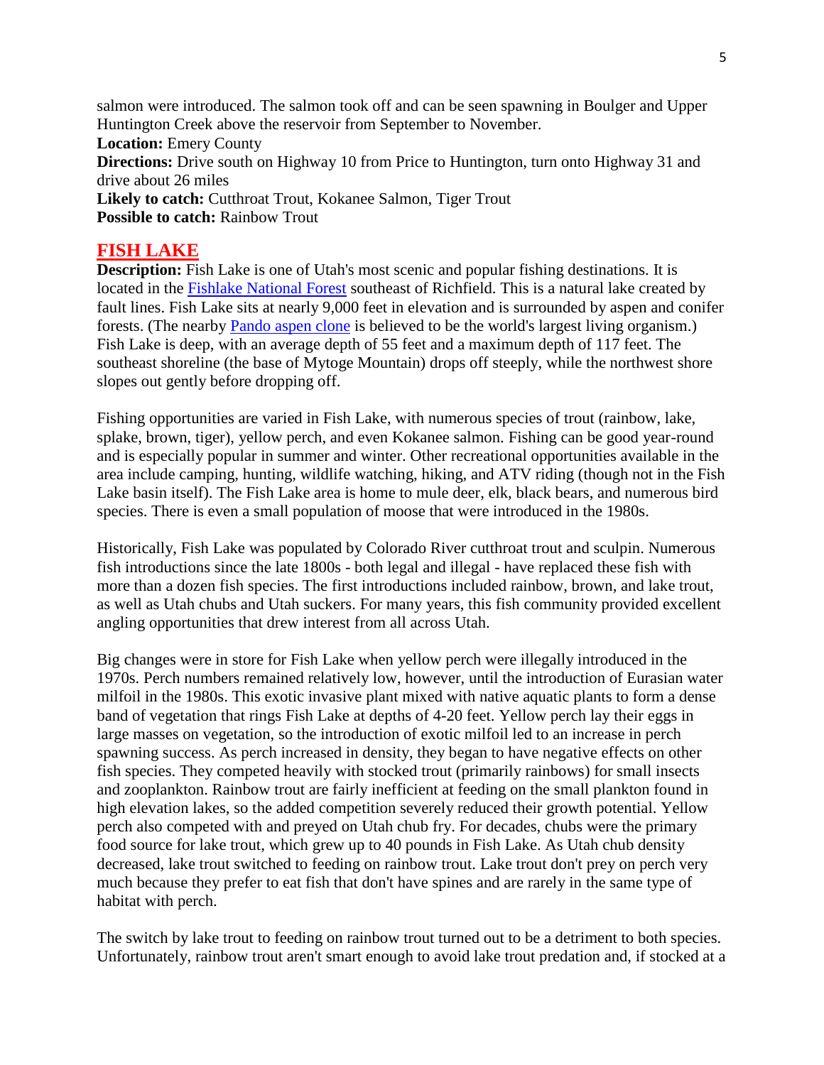salmon were introduced. The salmon took off and can be seen spawning in Boulger and Upper Huntington Creek above the reservoir from September to November.

**Location:** Emery County

**Directions:** Drive south on Highway 10 from Price to Huntington, turn onto Highway 31 and drive about 26 miles

**Likely to catch:** Cutthroat Trout, Kokanee Salmon, Tiger Trout

**Possible to catch:** Rainbow Trout

## FISH LAKE

**Description:** Fish Lake is one of Utah's most scenic and popular fishing destinations. It is located in the [Fishlake National Forest]() southeast of Richfield. This is a natural lake created by fault lines. Fish Lake sits at nearly 9,000 feet in elevation and is surrounded by aspen and conifer forests. (The nearby [Pando aspen clone]() is believed to be the world's largest living organism.) Fish Lake is deep, with an average depth of 55 feet and a maximum depth of 117 feet. The southeast shoreline (the base of Mytoge Mountain) drops off steeply, while the northwest shore slopes out gently before dropping off.

Fishing opportunities are varied in Fish Lake, with numerous species of trout (rainbow, lake, splake, brown, tiger), yellow perch, and even Kokanee salmon. Fishing can be good year-round and is especially popular in summer and winter. Other recreational opportunities available in the area include camping, hunting, wildlife watching, hiking, and ATV riding (though not in the Fish Lake basin itself). The Fish Lake area is home to mule deer, elk, black bears, and numerous bird species. There is even a small population of moose that were introduced in the 1980s.

Historically, Fish Lake was populated by Colorado River cutthroat trout and sculpin. Numerous fish introductions since the late 1800s - both legal and illegal - have replaced these fish with more than a dozen fish species. The first introductions included rainbow, brown, and lake trout, as well as Utah chubs and Utah suckers. For many years, this fish community provided excellent angling opportunities that drew interest from all across Utah.

Big changes were in store for Fish Lake when yellow perch were illegally introduced in the 1970s. Perch numbers remained relatively low, however, until the introduction of Eurasian water milfoil in the 1980s. This exotic invasive plant mixed with native aquatic plants to form a dense band of vegetation that rings Fish Lake at depths of 4-20 feet. Yellow perch lay their eggs in large masses on vegetation, so the introduction of exotic milfoil led to an increase in perch spawning success. As perch increased in density, they began to have negative effects on other fish species. They competed heavily with stocked trout (primarily rainbows) for small insects and zooplankton. Rainbow trout are fairly inefficient at feeding on the small plankton found in high elevation lakes, so the added competition severely reduced their growth potential. Yellow perch also competed with and preyed on Utah chub fry. For decades, chubs were the primary food source for lake trout, which grew up to 40 pounds in Fish Lake. As Utah chub density decreased, lake trout switched to feeding on rainbow trout. Lake trout don't prey on perch very much because they prefer to eat fish that don't have spines and are rarely in the same type of habitat with perch.

The switch by lake trout to feeding on rainbow trout turned out to be a detriment to both species. Unfortunately, rainbow trout aren't smart enough to avoid lake trout predation and, if stocked at a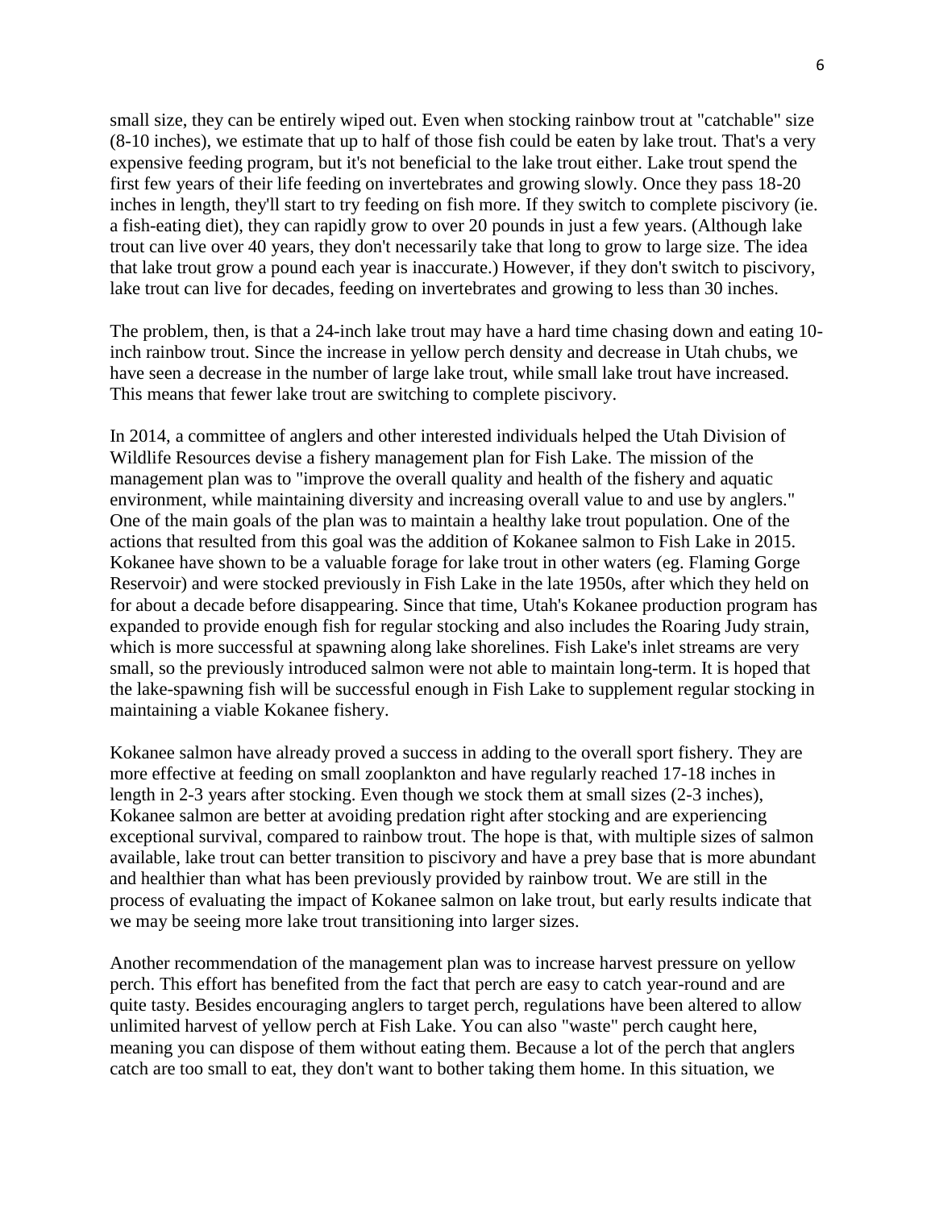small size, they can be entirely wiped out. Even when stocking rainbow trout at "catchable" size (8-10 inches), we estimate that up to half of those fish could be eaten by lake trout. That's a very expensive feeding program, but it's not beneficial to the lake trout either. Lake trout spend the first few years of their life feeding on invertebrates and growing slowly. Once they pass 18-20 inches in length, they'll start to try feeding on fish more. If they switch to complete piscivory (ie. a fish-eating diet), they can rapidly grow to over 20 pounds in just a few years. (Although lake trout can live over 40 years, they don't necessarily take that long to grow to large size. The idea that lake trout grow a pound each year is inaccurate.) However, if they don't switch to piscivory, lake trout can live for decades, feeding on invertebrates and growing to less than 30 inches.

The problem, then, is that a 24-inch lake trout may have a hard time chasing down and eating 10-inch rainbow trout. Since the increase in yellow perch density and decrease in Utah chubs, we have seen a decrease in the number of large lake trout, while small lake trout have increased. This means that fewer lake trout are switching to complete piscivory.

In 2014, a committee of anglers and other interested individuals helped the Utah Division of Wildlife Resources devise a fishery management plan for Fish Lake. The mission of the management plan was to "improve the overall quality and health of the fishery and aquatic environment, while maintaining diversity and increasing overall value to and use by anglers." One of the main goals of the plan was to maintain a healthy lake trout population. One of the actions that resulted from this goal was the addition of Kokanee salmon to Fish Lake in 2015. Kokanee have shown to be a valuable forage for lake trout in other waters (eg. Flaming Gorge Reservoir) and were stocked previously in Fish Lake in the late 1950s, after which they held on for about a decade before disappearing. Since that time, Utah's Kokanee production program has expanded to provide enough fish for regular stocking and also includes the Roaring Judy strain, which is more successful at spawning along lake shorelines. Fish Lake's inlet streams are very small, so the previously introduced salmon were not able to maintain long-term. It is hoped that the lake-spawning fish will be successful enough in Fish Lake to supplement regular stocking in maintaining a viable Kokanee fishery.

Kokanee salmon have already proved a success in adding to the overall sport fishery. They are more effective at feeding on small zooplankton and have regularly reached 17-18 inches in length in 2-3 years after stocking. Even though we stock them at small sizes (2-3 inches), Kokanee salmon are better at avoiding predation right after stocking and are experiencing exceptional survival, compared to rainbow trout. The hope is that, with multiple sizes of salmon available, lake trout can better transition to piscivory and have a prey base that is more abundant and healthier than what has been previously provided by rainbow trout. We are still in the process of evaluating the impact of Kokanee salmon on lake trout, but early results indicate that we may be seeing more lake trout transitioning into larger sizes.

Another recommendation of the management plan was to increase harvest pressure on yellow perch. This effort has benefited from the fact that perch are easy to catch year-round and are quite tasty. Besides encouraging anglers to target perch, regulations have been altered to allow unlimited harvest of yellow perch at Fish Lake. You can also "waste" perch caught here, meaning you can dispose of them without eating them. Because a lot of the perch that anglers catch are too small to eat, they don't want to bother taking them home. In this situation, we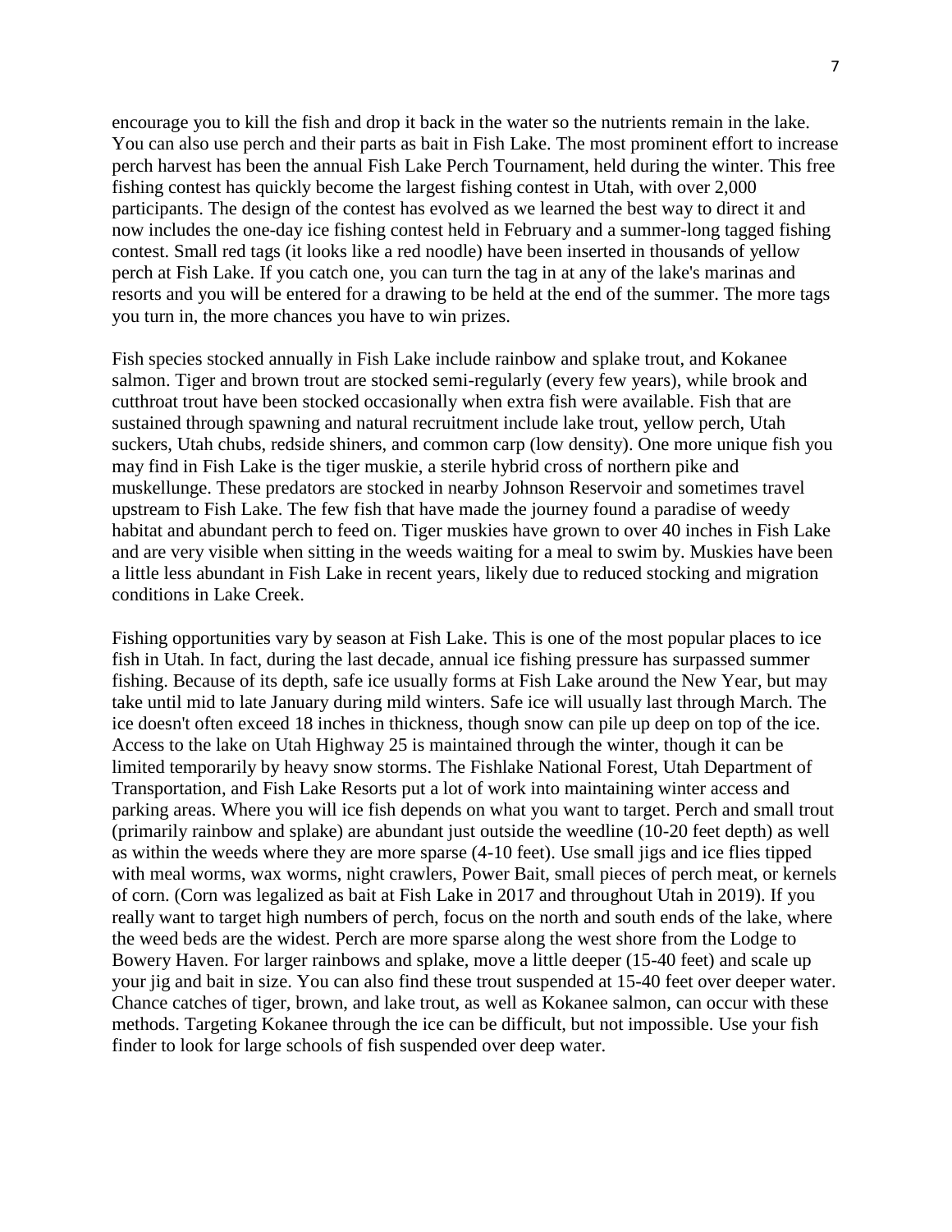encourage you to kill the fish and drop it back in the water so the nutrients remain in the lake. You can also use perch and their parts as bait in Fish Lake. The most prominent effort to increase perch harvest has been the annual Fish Lake Perch Tournament, held during the winter. This free fishing contest has quickly become the largest fishing contest in Utah, with over 2,000 participants. The design of the contest has evolved as we learned the best way to direct it and now includes the one-day ice fishing contest held in February and a summer-long tagged fishing contest. Small red tags (it looks like a red noodle) have been inserted in thousands of yellow perch at Fish Lake. If you catch one, you can turn the tag in at any of the lake's marinas and resorts and you will be entered for a drawing to be held at the end of the summer. The more tags you turn in, the more chances you have to win prizes.

Fish species stocked annually in Fish Lake include rainbow and splake trout, and Kokanee salmon. Tiger and brown trout are stocked semi-regularly (every few years), while brook and cutthroat trout have been stocked occasionally when extra fish were available. Fish that are sustained through spawning and natural recruitment include lake trout, yellow perch, Utah suckers, Utah chubs, redside shiners, and common carp (low density). One more unique fish you may find in Fish Lake is the tiger muskie, a sterile hybrid cross of northern pike and muskellunge. These predators are stocked in nearby Johnson Reservoir and sometimes travel upstream to Fish Lake. The few fish that have made the journey found a paradise of weedy habitat and abundant perch to feed on. Tiger muskies have grown to over 40 inches in Fish Lake and are very visible when sitting in the weeds waiting for a meal to swim by. Muskies have been a little less abundant in Fish Lake in recent years, likely due to reduced stocking and migration conditions in Lake Creek.

Fishing opportunities vary by season at Fish Lake. This is one of the most popular places to ice fish in Utah. In fact, during the last decade, annual ice fishing pressure has surpassed summer fishing. Because of its depth, safe ice usually forms at Fish Lake around the New Year, but may take until mid to late January during mild winters. Safe ice will usually last through March. The ice doesn't often exceed 18 inches in thickness, though snow can pile up deep on top of the ice. Access to the lake on Utah Highway 25 is maintained through the winter, though it can be limited temporarily by heavy snow storms. The Fishlake National Forest, Utah Department of Transportation, and Fish Lake Resorts put a lot of work into maintaining winter access and parking areas. Where you will ice fish depends on what you want to target. Perch and small trout (primarily rainbow and splake) are abundant just outside the weedline (10-20 feet depth) as well as within the weeds where they are more sparse (4-10 feet). Use small jigs and ice flies tipped with meal worms, wax worms, night crawlers, Power Bait, small pieces of perch meat, or kernels of corn. (Corn was legalized as bait at Fish Lake in 2017 and throughout Utah in 2019). If you really want to target high numbers of perch, focus on the north and south ends of the lake, where the weed beds are the widest. Perch are more sparse along the west shore from the Lodge to Bowery Haven. For larger rainbows and splake, move a little deeper (15-40 feet) and scale up your jig and bait in size. You can also find these trout suspended at 15-40 feet over deeper water. Chance catches of tiger, brown, and lake trout, as well as Kokanee salmon, can occur with these methods. Targeting Kokanee through the ice can be difficult, but not impossible. Use your fish finder to look for large schools of fish suspended over deep water.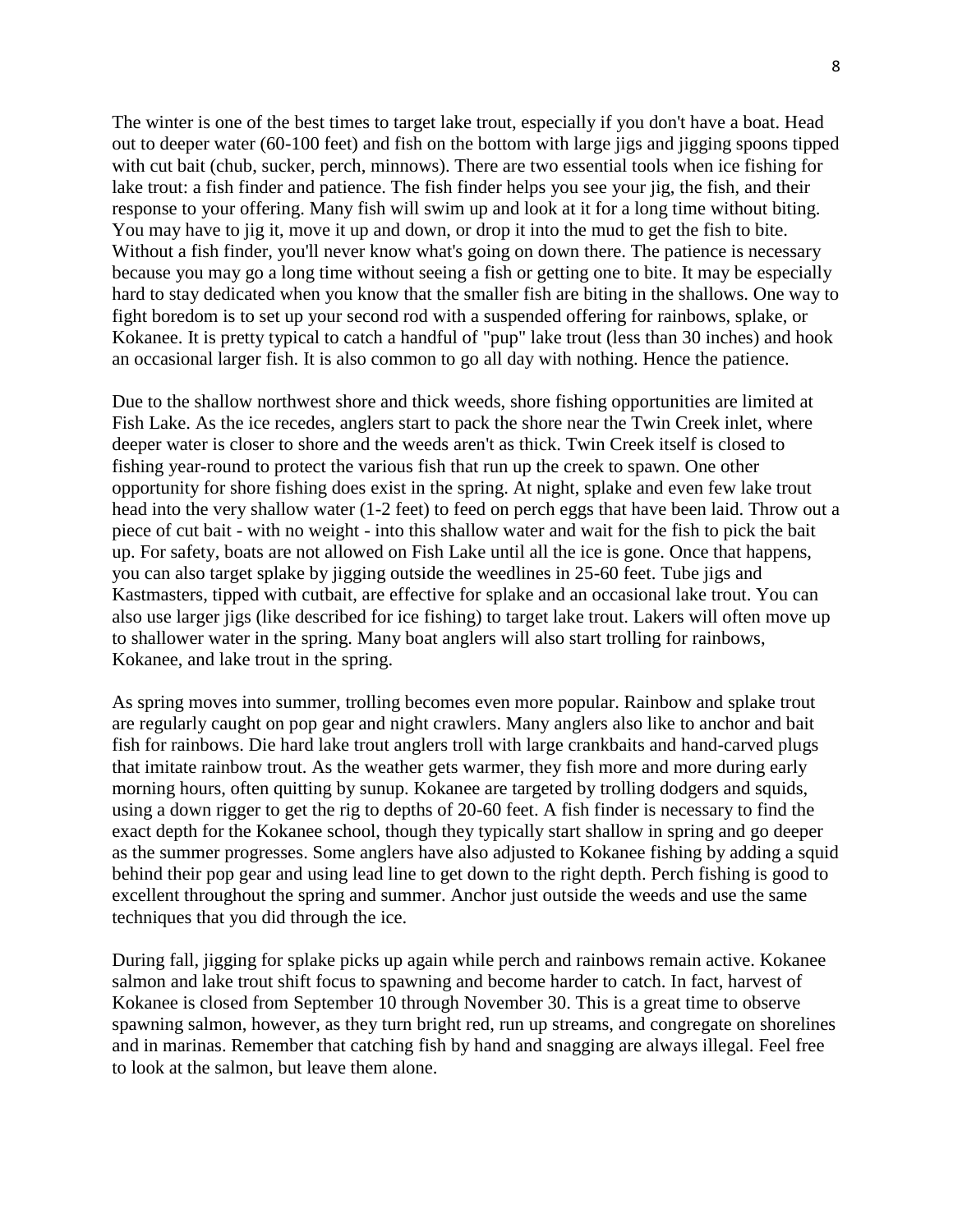The winter is one of the best times to target lake trout, especially if you don't have a boat. Head out to deeper water (60-100 feet) and fish on the bottom with large jigs and jigging spoons tipped with cut bait (chub, sucker, perch, minnows). There are two essential tools when ice fishing for lake trout: a fish finder and patience. The fish finder helps you see your jig, the fish, and their response to your offering. Many fish will swim up and look at it for a long time without biting. You may have to jig it, move it up and down, or drop it into the mud to get the fish to bite. Without a fish finder, you'll never know what's going on down there. The patience is necessary because you may go a long time without seeing a fish or getting one to bite. It may be especially hard to stay dedicated when you know that the smaller fish are biting in the shallows. One way to fight boredom is to set up your second rod with a suspended offering for rainbows, splake, or Kokanee. It is pretty typical to catch a handful of "pup" lake trout (less than 30 inches) and hook an occasional larger fish. It is also common to go all day with nothing. Hence the patience.

Due to the shallow northwest shore and thick weeds, shore fishing opportunities are limited at Fish Lake. As the ice recedes, anglers start to pack the shore near the Twin Creek inlet, where deeper water is closer to shore and the weeds aren't as thick. Twin Creek itself is closed to fishing year-round to protect the various fish that run up the creek to spawn. One other opportunity for shore fishing does exist in the spring. At night, splake and even few lake trout head into the very shallow water (1-2 feet) to feed on perch eggs that have been laid. Throw out a piece of cut bait - with no weight - into this shallow water and wait for the fish to pick the bait up. For safety, boats are not allowed on Fish Lake until all the ice is gone. Once that happens, you can also target splake by jigging outside the weedlines in 25-60 feet. Tube jigs and Kastmasters, tipped with cutbait, are effective for splake and an occasional lake trout. You can also use larger jigs (like described for ice fishing) to target lake trout. Lakers will often move up to shallower water in the spring. Many boat anglers will also start trolling for rainbows, Kokanee, and lake trout in the spring.

As spring moves into summer, trolling becomes even more popular. Rainbow and splake trout are regularly caught on pop gear and night crawlers. Many anglers also like to anchor and bait fish for rainbows. Die hard lake trout anglers troll with large crankbaits and hand-carved plugs that imitate rainbow trout. As the weather gets warmer, they fish more and more during early morning hours, often quitting by sunup. Kokanee are targeted by trolling dodgers and squids, using a down rigger to get the rig to depths of 20-60 feet. A fish finder is necessary to find the exact depth for the Kokanee school, though they typically start shallow in spring and go deeper as the summer progresses. Some anglers have also adjusted to Kokanee fishing by adding a squid behind their pop gear and using lead line to get down to the right depth. Perch fishing is good to excellent throughout the spring and summer. Anchor just outside the weeds and use the same techniques that you did through the ice.

During fall, jigging for splake picks up again while perch and rainbows remain active. Kokanee salmon and lake trout shift focus to spawning and become harder to catch. In fact, harvest of Kokanee is closed from September 10 through November 30. This is a great time to observe spawning salmon, however, as they turn bright red, run up streams, and congregate on shorelines and in marinas. Remember that catching fish by hand and snagging are always illegal. Feel free to look at the salmon, but leave them alone.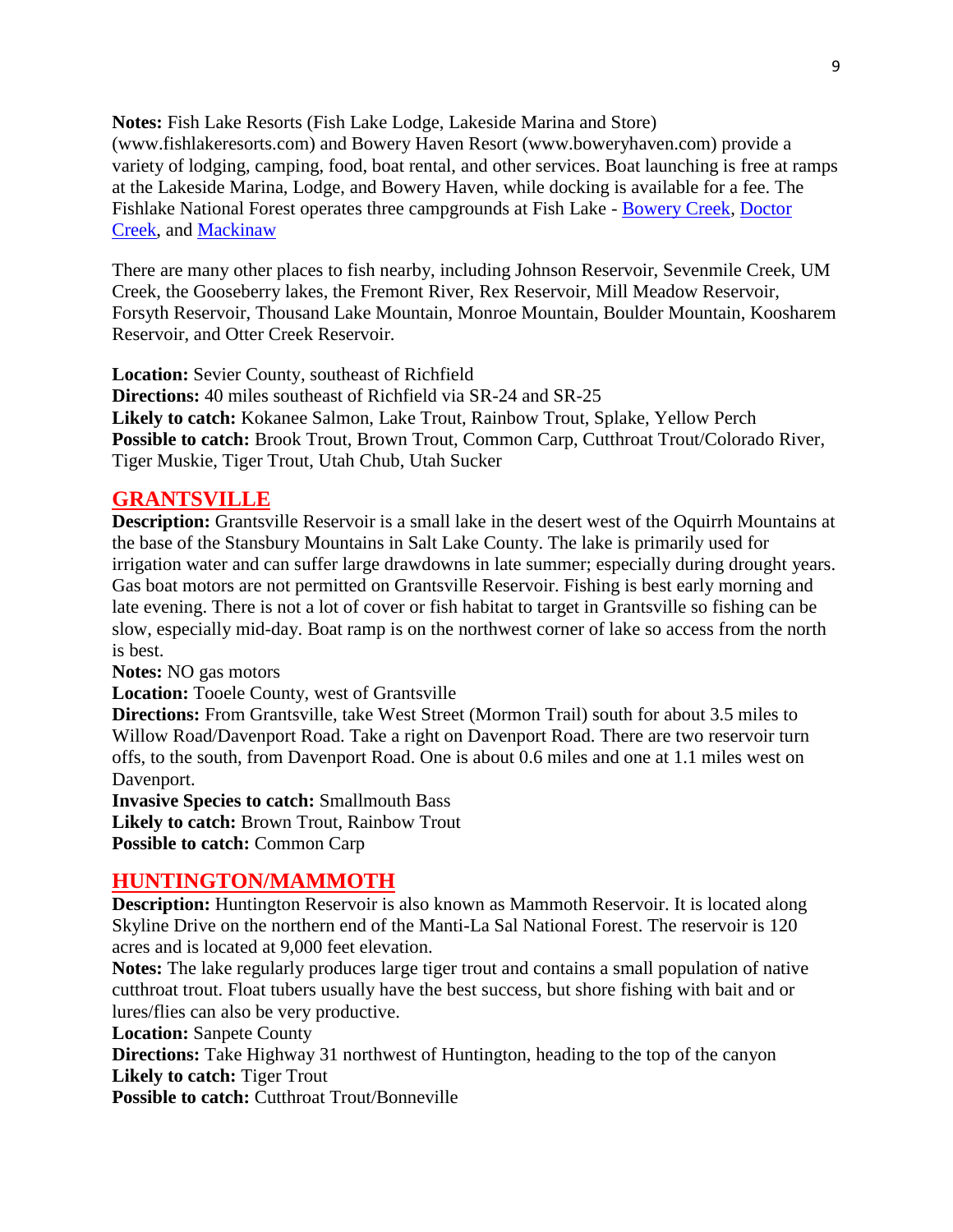**Notes:** Fish Lake Resorts (Fish Lake Lodge, Lakeside Marina and Store) (www.fishlakeresorts.com) and Bowery Haven Resort (www.boweryhaven.com) provide a variety of lodging, camping, food, boat rental, and other services. Boat launching is free at ramps at the Lakeside Marina, Lodge, and Bowery Haven, while docking is available for a fee. The Fishlake National Forest operates three campgrounds at Fish Lake - Bowery Creek, Doctor Creek, and Mackinaw

There are many other places to fish nearby, including Johnson Reservoir, Sevenmile Creek, UM Creek, the Gooseberry lakes, the Fremont River, Rex Reservoir, Mill Meadow Reservoir, Forsyth Reservoir, Thousand Lake Mountain, Monroe Mountain, Boulder Mountain, Koosharem Reservoir, and Otter Creek Reservoir.

**Location:** Sevier County, southeast of Richfield
**Directions:** 40 miles southeast of Richfield via SR-24 and SR-25
**Likely to catch:** Kokanee Salmon, Lake Trout, Rainbow Trout, Splake, Yellow Perch
**Possible to catch:** Brook Trout, Brown Trout, Common Carp, Cutthroat Trout/Colorado River, Tiger Muskie, Tiger Trout, Utah Chub, Utah Sucker

## GRANTSVILLE

**Description:** Grantsville Reservoir is a small lake in the desert west of the Oquirrh Mountains at the base of the Stansbury Mountains in Salt Lake County. The lake is primarily used for irrigation water and can suffer large drawdowns in late summer; especially during drought years. Gas boat motors are not permitted on Grantsville Reservoir. Fishing is best early morning and late evening. There is not a lot of cover or fish habitat to target in Grantsville so fishing can be slow, especially mid-day. Boat ramp is on the northwest corner of lake so access from the north is best.
**Notes:** NO gas motors
**Location:** Tooele County, west of Grantsville
**Directions:** From Grantsville, take West Street (Mormon Trail) south for about 3.5 miles to Willow Road/Davenport Road. Take a right on Davenport Road. There are two reservoir turn offs, to the south, from Davenport Road. One is about 0.6 miles and one at 1.1 miles west on Davenport.
**Invasive Species to catch:** Smallmouth Bass
**Likely to catch:** Brown Trout, Rainbow Trout
**Possible to catch:** Common Carp

## HUNTINGTON/MAMMOTH

**Description:** Huntington Reservoir is also known as Mammoth Reservoir. It is located along Skyline Drive on the northern end of the Manti-La Sal National Forest. The reservoir is 120 acres and is located at 9,000 feet elevation.
**Notes:** The lake regularly produces large tiger trout and contains a small population of native cutthroat trout. Float tubers usually have the best success, but shore fishing with bait and or lures/flies can also be very productive.
**Location:** Sanpete County
**Directions:** Take Highway 31 northwest of Huntington, heading to the top of the canyon
**Likely to catch:** Tiger Trout
**Possible to catch:** Cutthroat Trout/Bonneville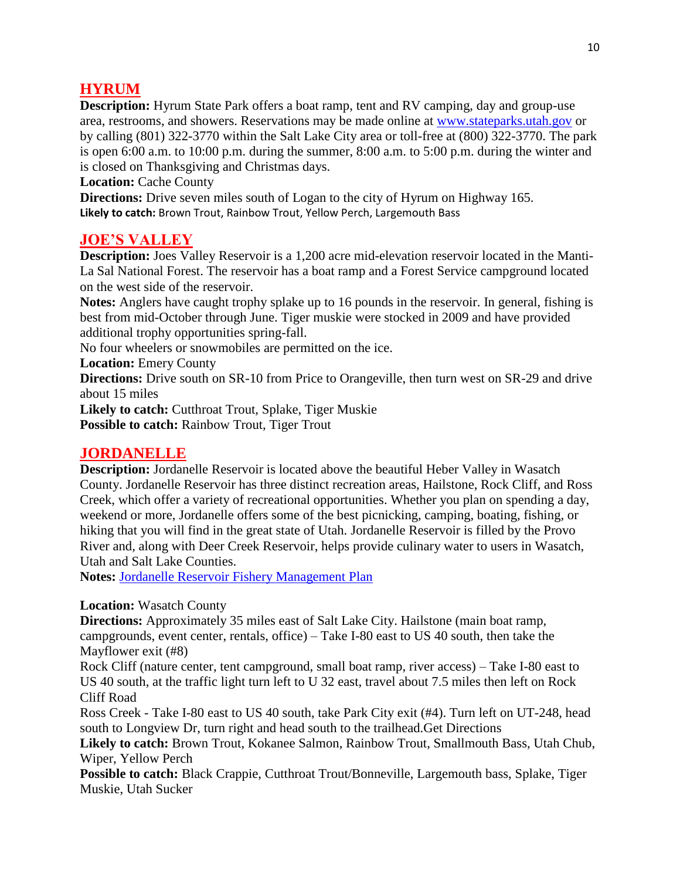## HYRUM

**Description:** Hyrum State Park offers a boat ramp, tent and RV camping, day and group-use area, restrooms, and showers. Reservations may be made online at [www.stateparks.utah.gov](http://www.stateparks.utah.gov) or by calling (801) 322-3770 within the Salt Lake City area or toll-free at (800) 322-3770. The park is open 6:00 a.m. to 10:00 p.m. during the summer, 8:00 a.m. to 5:00 p.m. during the winter and is closed on Thanksgiving and Christmas days.

**Location:** Cache County

**Directions:** Drive seven miles south of Logan to the city of Hyrum on Highway 165.

**Likely to catch:** Brown Trout, Rainbow Trout, Yellow Perch, Largemouth Bass

## JOE'S VALLEY

**Description:** Joes Valley Reservoir is a 1,200 acre mid-elevation reservoir located in the Manti-La Sal National Forest. The reservoir has a boat ramp and a Forest Service campground located on the west side of the reservoir.

**Notes:** Anglers have caught trophy splake up to 16 pounds in the reservoir. In general, fishing is best from mid-October through June. Tiger muskie were stocked in 2009 and have provided additional trophy opportunities spring-fall.

No four wheelers or snowmobiles are permitted on the ice.

**Location:** Emery County

**Directions:** Drive south on SR-10 from Price to Orangeville, then turn west on SR-29 and drive about 15 miles

**Likely to catch:** Cutthroat Trout, Splake, Tiger Muskie

**Possible to catch:** Rainbow Trout, Tiger Trout

## JORDANELLE

**Description:** Jordanelle Reservoir is located above the beautiful Heber Valley in Wasatch County. Jordanelle Reservoir has three distinct recreation areas, Hailstone, Rock Cliff, and Ross Creek, which offer a variety of recreational opportunities. Whether you plan on spending a day, weekend or more, Jordanelle offers some of the best picnicking, camping, boating, fishing, or hiking that you will find in the great state of Utah. Jordanelle Reservoir is filled by the Provo River and, along with Deer Creek Reservoir, helps provide culinary water to users in Wasatch, Utah and Salt Lake Counties.

**Notes:** Jordanelle Reservoir Fishery Management Plan

**Location:** Wasatch County

**Directions:** Approximately 35 miles east of Salt Lake City. Hailstone (main boat ramp, campgrounds, event center, rentals, office) – Take I-80 east to US 40 south, then take the Mayflower exit (#8)

Rock Cliff (nature center, tent campground, small boat ramp, river access) – Take I-80 east to US 40 south, at the traffic light turn left to U 32 east, travel about 7.5 miles then left on Rock Cliff Road

Ross Creek - Take I-80 east to US 40 south, take Park City exit (#4). Turn left on UT-248, head south to Longview Dr, turn right and head south to the trailhead.Get Directions

**Likely to catch:** Brown Trout, Kokanee Salmon, Rainbow Trout, Smallmouth Bass, Utah Chub, Wiper, Yellow Perch

**Possible to catch:** Black Crappie, Cutthroat Trout/Bonneville, Largemouth bass, Splake, Tiger Muskie, Utah Sucker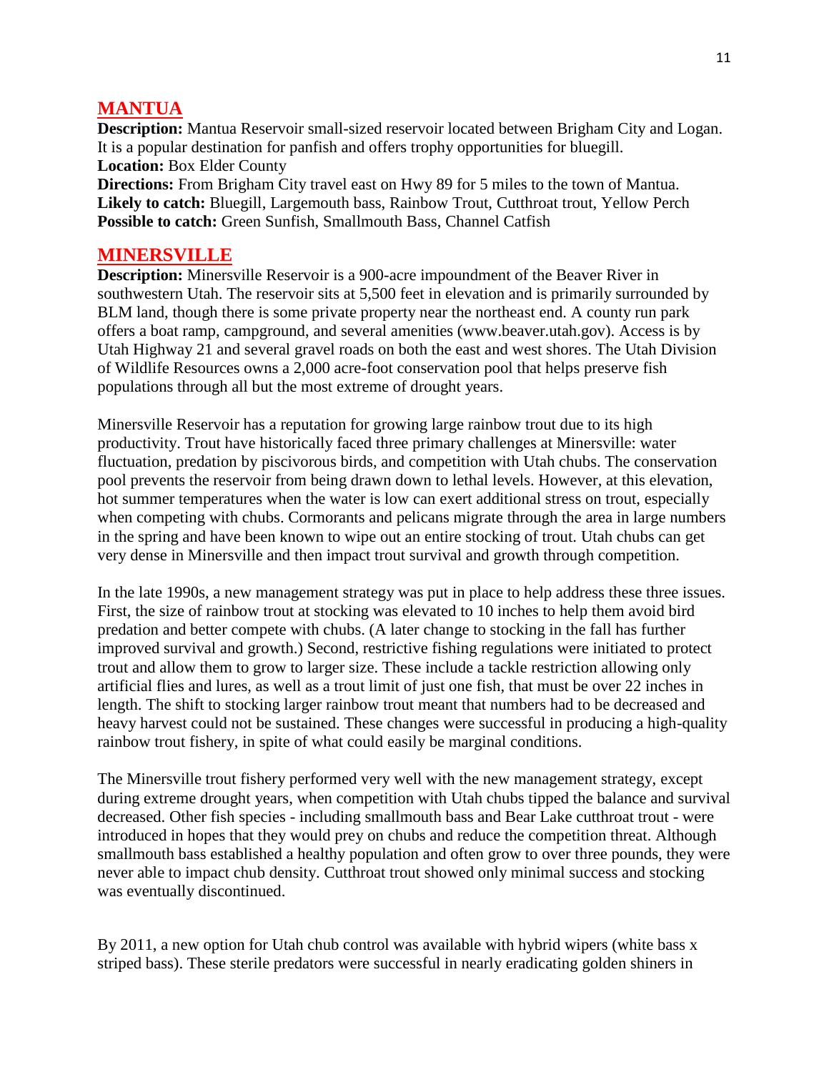## MANTUA

**Description:** Mantua Reservoir small-sized reservoir located between Brigham City and Logan. It is a popular destination for panfish and offers trophy opportunities for bluegill.
**Location:** Box Elder County
**Directions:** From Brigham City travel east on Hwy 89 for 5 miles to the town of Mantua.
**Likely to catch:** Bluegill, Largemouth bass, Rainbow Trout, Cutthroat trout, Yellow Perch
**Possible to catch:** Green Sunfish, Smallmouth Bass, Channel Catfish

## MINERSVILLE

**Description:** Minersville Reservoir is a 900-acre impoundment of the Beaver River in southwestern Utah. The reservoir sits at 5,500 feet in elevation and is primarily surrounded by BLM land, though there is some private property near the northeast end. A county run park offers a boat ramp, campground, and several amenities (www.beaver.utah.gov). Access is by Utah Highway 21 and several gravel roads on both the east and west shores. The Utah Division of Wildlife Resources owns a 2,000 acre-foot conservation pool that helps preserve fish populations through all but the most extreme of drought years.

Minersville Reservoir has a reputation for growing large rainbow trout due to its high productivity. Trout have historically faced three primary challenges at Minersville: water fluctuation, predation by piscivorous birds, and competition with Utah chubs. The conservation pool prevents the reservoir from being drawn down to lethal levels. However, at this elevation, hot summer temperatures when the water is low can exert additional stress on trout, especially when competing with chubs. Cormorants and pelicans migrate through the area in large numbers in the spring and have been known to wipe out an entire stocking of trout. Utah chubs can get very dense in Minersville and then impact trout survival and growth through competition.

In the late 1990s, a new management strategy was put in place to help address these three issues. First, the size of rainbow trout at stocking was elevated to 10 inches to help them avoid bird predation and better compete with chubs. (A later change to stocking in the fall has further improved survival and growth.) Second, restrictive fishing regulations were initiated to protect trout and allow them to grow to larger size. These include a tackle restriction allowing only artificial flies and lures, as well as a trout limit of just one fish, that must be over 22 inches in length. The shift to stocking larger rainbow trout meant that numbers had to be decreased and heavy harvest could not be sustained. These changes were successful in producing a high-quality rainbow trout fishery, in spite of what could easily be marginal conditions.

The Minersville trout fishery performed very well with the new management strategy, except during extreme drought years, when competition with Utah chubs tipped the balance and survival decreased. Other fish species - including smallmouth bass and Bear Lake cutthroat trout - were introduced in hopes that they would prey on chubs and reduce the competition threat. Although smallmouth bass established a healthy population and often grow to over three pounds, they were never able to impact chub density. Cutthroat trout showed only minimal success and stocking was eventually discontinued.

By 2011, a new option for Utah chub control was available with hybrid wipers (white bass x striped bass). These sterile predators were successful in nearly eradicating golden shiners in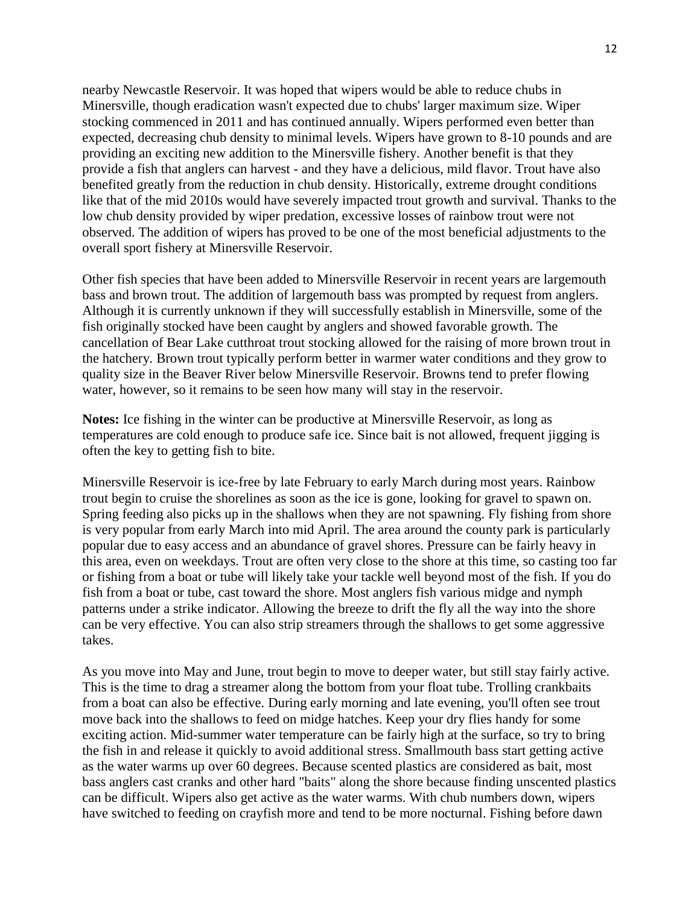nearby Newcastle Reservoir. It was hoped that wipers would be able to reduce chubs in Minersville, though eradication wasn't expected due to chubs' larger maximum size. Wiper stocking commenced in 2011 and has continued annually. Wipers performed even better than expected, decreasing chub density to minimal levels. Wipers have grown to 8-10 pounds and are providing an exciting new addition to the Minersville fishery. Another benefit is that they provide a fish that anglers can harvest - and they have a delicious, mild flavor. Trout have also benefited greatly from the reduction in chub density. Historically, extreme drought conditions like that of the mid 2010s would have severely impacted trout growth and survival. Thanks to the low chub density provided by wiper predation, excessive losses of rainbow trout were not observed. The addition of wipers has proved to be one of the most beneficial adjustments to the overall sport fishery at Minersville Reservoir.

Other fish species that have been added to Minersville Reservoir in recent years are largemouth bass and brown trout. The addition of largemouth bass was prompted by request from anglers. Although it is currently unknown if they will successfully establish in Minersville, some of the fish originally stocked have been caught by anglers and showed favorable growth. The cancellation of Bear Lake cutthroat trout stocking allowed for the raising of more brown trout in the hatchery. Brown trout typically perform better in warmer water conditions and they grow to quality size in the Beaver River below Minersville Reservoir. Browns tend to prefer flowing water, however, so it remains to be seen how many will stay in the reservoir.

**Notes:** Ice fishing in the winter can be productive at Minersville Reservoir, as long as temperatures are cold enough to produce safe ice. Since bait is not allowed, frequent jigging is often the key to getting fish to bite.

Minersville Reservoir is ice-free by late February to early March during most years. Rainbow trout begin to cruise the shorelines as soon as the ice is gone, looking for gravel to spawn on. Spring feeding also picks up in the shallows when they are not spawning. Fly fishing from shore is very popular from early March into mid April. The area around the county park is particularly popular due to easy access and an abundance of gravel shores. Pressure can be fairly heavy in this area, even on weekdays. Trout are often very close to the shore at this time, so casting too far or fishing from a boat or tube will likely take your tackle well beyond most of the fish. If you do fish from a boat or tube, cast toward the shore. Most anglers fish various midge and nymph patterns under a strike indicator. Allowing the breeze to drift the fly all the way into the shore can be very effective. You can also strip streamers through the shallows to get some aggressive takes.

As you move into May and June, trout begin to move to deeper water, but still stay fairly active. This is the time to drag a streamer along the bottom from your float tube. Trolling crankbaits from a boat can also be effective. During early morning and late evening, you'll often see trout move back into the shallows to feed on midge hatches. Keep your dry flies handy for some exciting action. Mid-summer water temperature can be fairly high at the surface, so try to bring the fish in and release it quickly to avoid additional stress. Smallmouth bass start getting active as the water warms up over 60 degrees. Because scented plastics are considered as bait, most bass anglers cast cranks and other hard "baits" along the shore because finding unscented plastics can be difficult. Wipers also get active as the water warms. With chub numbers down, wipers have switched to feeding on crayfish more and tend to be more nocturnal. Fishing before dawn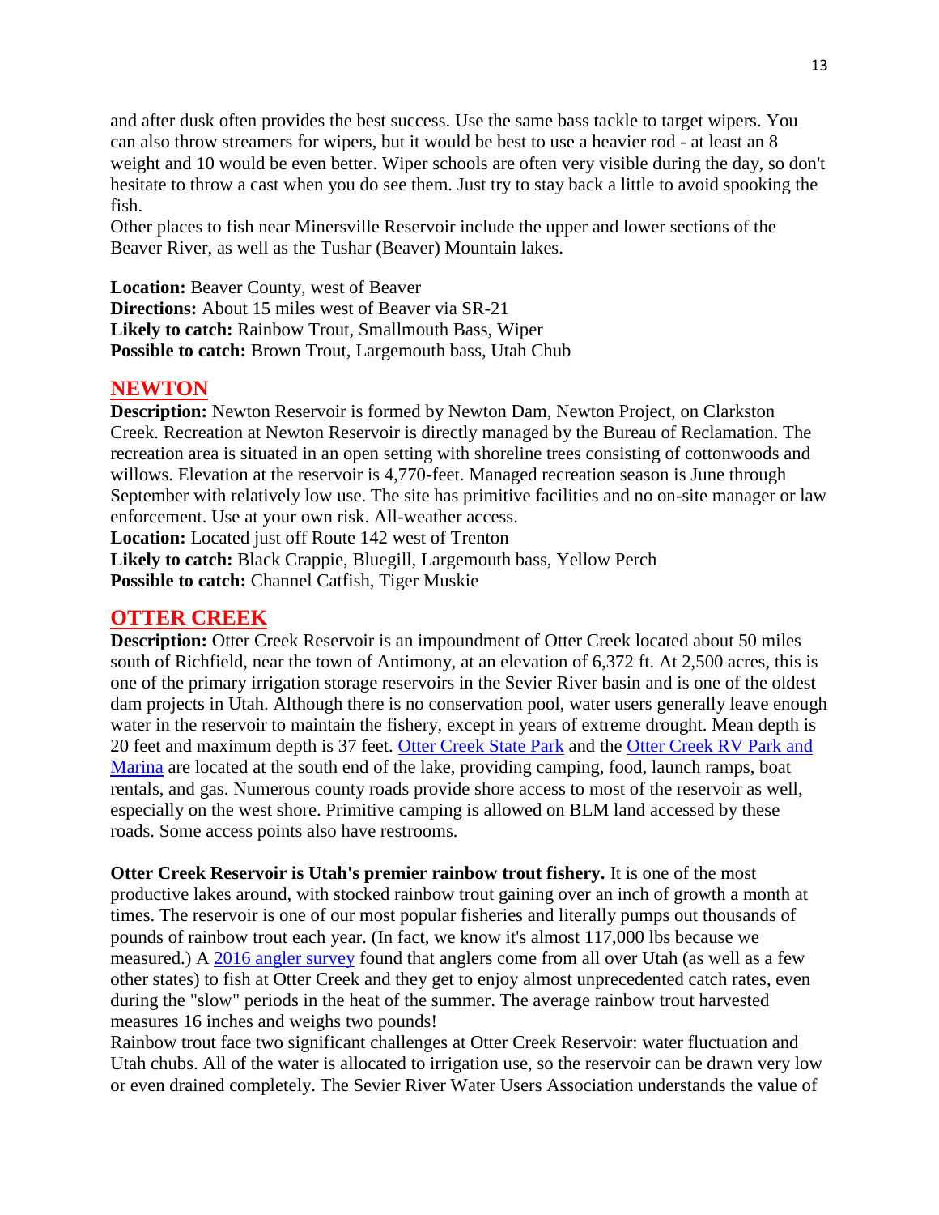and after dusk often provides the best success. Use the same bass tackle to target wipers. You can also throw streamers for wipers, but it would be best to use a heavier rod - at least an 8 weight and 10 would be even better. Wiper schools are often very visible during the day, so don't hesitate to throw a cast when you do see them. Just try to stay back a little to avoid spooking the fish.
Other places to fish near Minersville Reservoir include the upper and lower sections of the Beaver River, as well as the Tushar (Beaver) Mountain lakes.

**Location:** Beaver County, west of Beaver
**Directions:** About 15 miles west of Beaver via SR-21
**Likely to catch:** Rainbow Trout, Smallmouth Bass, Wiper
**Possible to catch:** Brown Trout, Largemouth bass, Utah Chub

## NEWTON

**Description:** Newton Reservoir is formed by Newton Dam, Newton Project, on Clarkston Creek. Recreation at Newton Reservoir is directly managed by the Bureau of Reclamation. The recreation area is situated in an open setting with shoreline trees consisting of cottonwoods and willows. Elevation at the reservoir is 4,770-feet. Managed recreation season is June through September with relatively low use. The site has primitive facilities and no on-site manager or law enforcement. Use at your own risk. All-weather access.
**Location:** Located just off Route 142 west of Trenton
**Likely to catch:** Black Crappie, Bluegill, Largemouth bass, Yellow Perch
**Possible to catch:** Channel Catfish, Tiger Muskie

## OTTER CREEK

**Description:** Otter Creek Reservoir is an impoundment of Otter Creek located about 50 miles south of Richfield, near the town of Antimony, at an elevation of 6,372 ft. At 2,500 acres, this is one of the primary irrigation storage reservoirs in the Sevier River basin and is one of the oldest dam projects in Utah. Although there is no conservation pool, water users generally leave enough water in the reservoir to maintain the fishery, except in years of extreme drought. Mean depth is 20 feet and maximum depth is 37 feet. Otter Creek State Park and the Otter Creek RV Park and Marina are located at the south end of the lake, providing camping, food, launch ramps, boat rentals, and gas. Numerous county roads provide shore access to most of the reservoir as well, especially on the west shore. Primitive camping is allowed on BLM land accessed by these roads. Some access points also have restrooms.

**Otter Creek Reservoir is Utah's premier rainbow trout fishery.** It is one of the most productive lakes around, with stocked rainbow trout gaining over an inch of growth a month at times. The reservoir is one of our most popular fisheries and literally pumps out thousands of pounds of rainbow trout each year. (In fact, we know it's almost 117,000 lbs because we measured.) A 2016 angler survey found that anglers come from all over Utah (as well as a few other states) to fish at Otter Creek and they get to enjoy almost unprecedented catch rates, even during the "slow" periods in the heat of the summer. The average rainbow trout harvested measures 16 inches and weighs two pounds!
Rainbow trout face two significant challenges at Otter Creek Reservoir: water fluctuation and Utah chubs. All of the water is allocated to irrigation use, so the reservoir can be drawn very low or even drained completely. The Sevier River Water Users Association understands the value of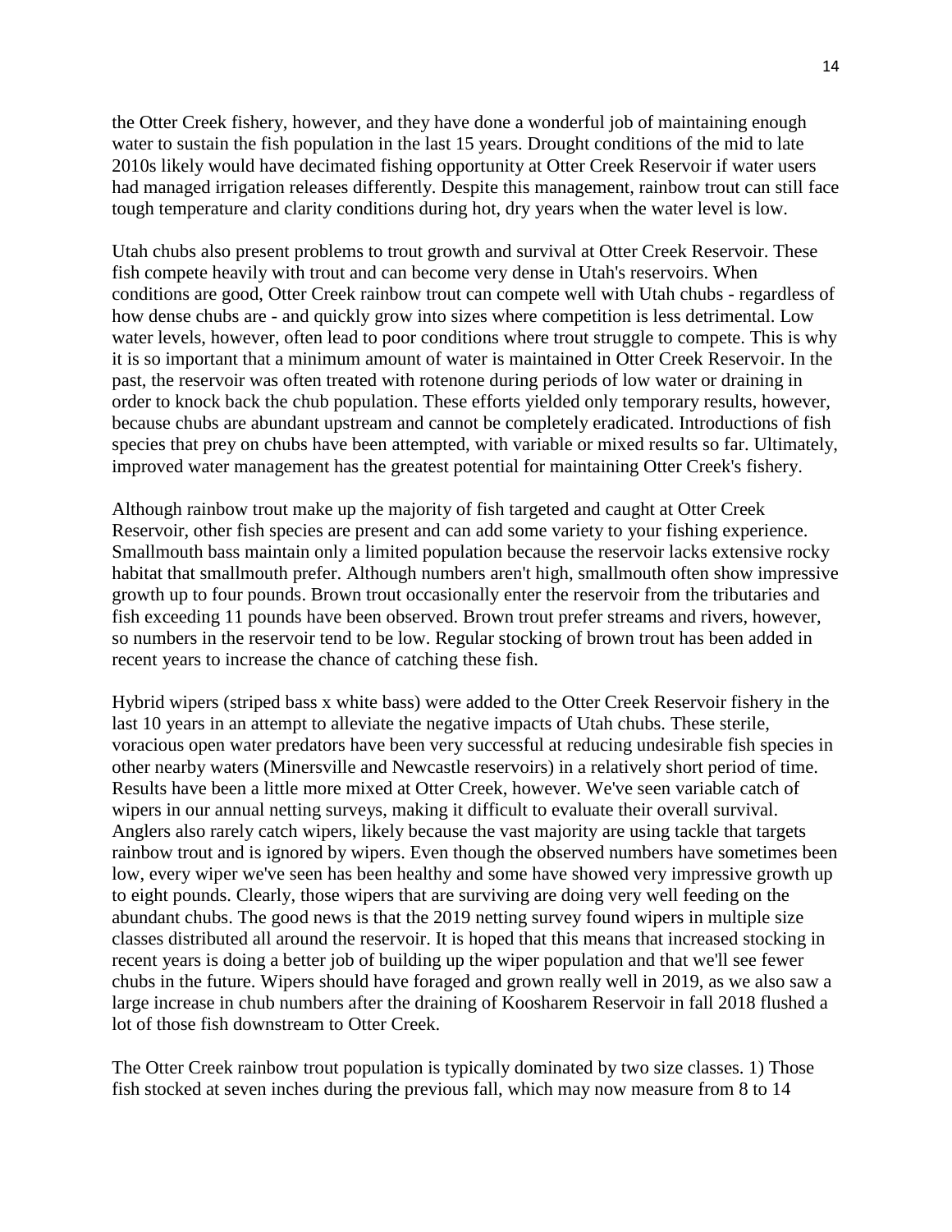the Otter Creek fishery, however, and they have done a wonderful job of maintaining enough water to sustain the fish population in the last 15 years. Drought conditions of the mid to late 2010s likely would have decimated fishing opportunity at Otter Creek Reservoir if water users had managed irrigation releases differently. Despite this management, rainbow trout can still face tough temperature and clarity conditions during hot, dry years when the water level is low.

Utah chubs also present problems to trout growth and survival at Otter Creek Reservoir. These fish compete heavily with trout and can become very dense in Utah's reservoirs. When conditions are good, Otter Creek rainbow trout can compete well with Utah chubs - regardless of how dense chubs are - and quickly grow into sizes where competition is less detrimental. Low water levels, however, often lead to poor conditions where trout struggle to compete. This is why it is so important that a minimum amount of water is maintained in Otter Creek Reservoir. In the past, the reservoir was often treated with rotenone during periods of low water or draining in order to knock back the chub population. These efforts yielded only temporary results, however, because chubs are abundant upstream and cannot be completely eradicated. Introductions of fish species that prey on chubs have been attempted, with variable or mixed results so far. Ultimately, improved water management has the greatest potential for maintaining Otter Creek's fishery.

Although rainbow trout make up the majority of fish targeted and caught at Otter Creek Reservoir, other fish species are present and can add some variety to your fishing experience. Smallmouth bass maintain only a limited population because the reservoir lacks extensive rocky habitat that smallmouth prefer. Although numbers aren't high, smallmouth often show impressive growth up to four pounds. Brown trout occasionally enter the reservoir from the tributaries and fish exceeding 11 pounds have been observed. Brown trout prefer streams and rivers, however, so numbers in the reservoir tend to be low. Regular stocking of brown trout has been added in recent years to increase the chance of catching these fish.

Hybrid wipers (striped bass x white bass) were added to the Otter Creek Reservoir fishery in the last 10 years in an attempt to alleviate the negative impacts of Utah chubs. These sterile, voracious open water predators have been very successful at reducing undesirable fish species in other nearby waters (Minersville and Newcastle reservoirs) in a relatively short period of time. Results have been a little more mixed at Otter Creek, however. We've seen variable catch of wipers in our annual netting surveys, making it difficult to evaluate their overall survival. Anglers also rarely catch wipers, likely because the vast majority are using tackle that targets rainbow trout and is ignored by wipers. Even though the observed numbers have sometimes been low, every wiper we've seen has been healthy and some have showed very impressive growth up to eight pounds. Clearly, those wipers that are surviving are doing very well feeding on the abundant chubs. The good news is that the 2019 netting survey found wipers in multiple size classes distributed all around the reservoir. It is hoped that this means that increased stocking in recent years is doing a better job of building up the wiper population and that we'll see fewer chubs in the future. Wipers should have foraged and grown really well in 2019, as we also saw a large increase in chub numbers after the draining of Koosharem Reservoir in fall 2018 flushed a lot of those fish downstream to Otter Creek.

The Otter Creek rainbow trout population is typically dominated by two size classes. 1) Those fish stocked at seven inches during the previous fall, which may now measure from 8 to 14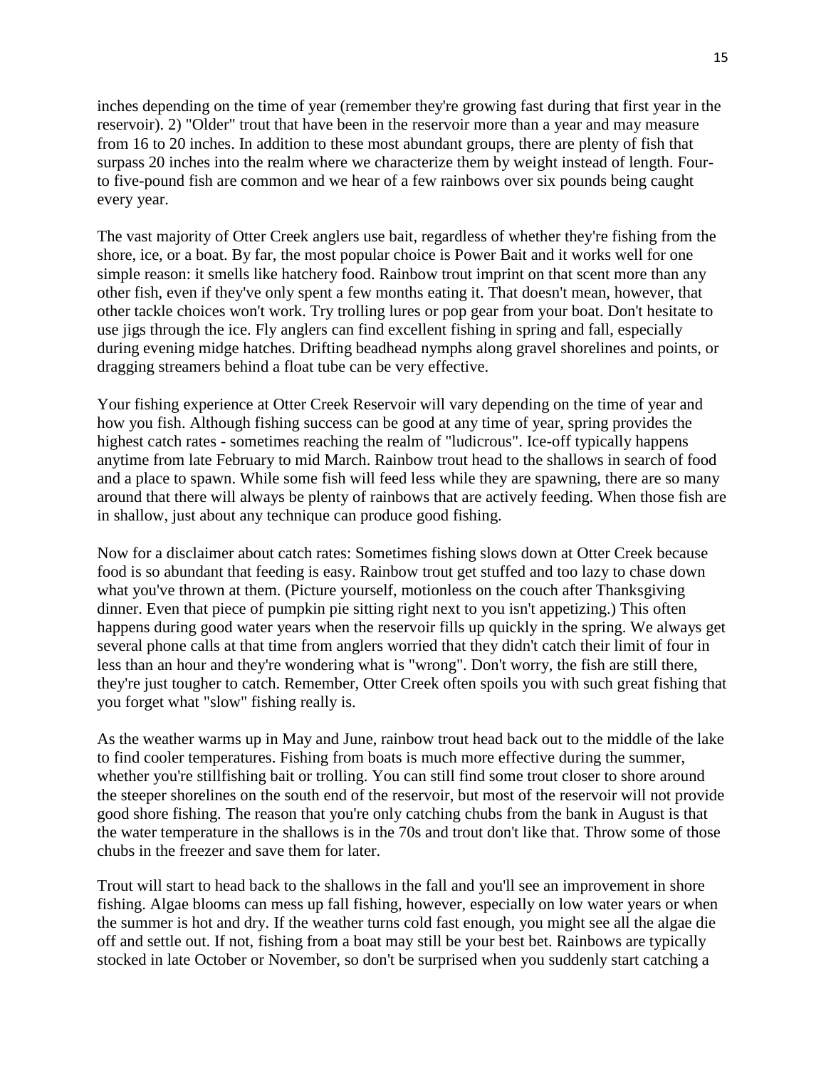inches depending on the time of year (remember they're growing fast during that first year in the reservoir). 2) "Older" trout that have been in the reservoir more than a year and may measure from 16 to 20 inches. In addition to these most abundant groups, there are plenty of fish that surpass 20 inches into the realm where we characterize them by weight instead of length. Four- to five-pound fish are common and we hear of a few rainbows over six pounds being caught every year.

The vast majority of Otter Creek anglers use bait, regardless of whether they're fishing from the shore, ice, or a boat. By far, the most popular choice is Power Bait and it works well for one simple reason: it smells like hatchery food. Rainbow trout imprint on that scent more than any other fish, even if they've only spent a few months eating it. That doesn't mean, however, that other tackle choices won't work. Try trolling lures or pop gear from your boat. Don't hesitate to use jigs through the ice. Fly anglers can find excellent fishing in spring and fall, especially during evening midge hatches. Drifting beadhead nymphs along gravel shorelines and points, or dragging streamers behind a float tube can be very effective.

Your fishing experience at Otter Creek Reservoir will vary depending on the time of year and how you fish. Although fishing success can be good at any time of year, spring provides the highest catch rates - sometimes reaching the realm of "ludicrous". Ice-off typically happens anytime from late February to mid March. Rainbow trout head to the shallows in search of food and a place to spawn. While some fish will feed less while they are spawning, there are so many around that there will always be plenty of rainbows that are actively feeding. When those fish are in shallow, just about any technique can produce good fishing.

Now for a disclaimer about catch rates: Sometimes fishing slows down at Otter Creek because food is so abundant that feeding is easy. Rainbow trout get stuffed and too lazy to chase down what you've thrown at them. (Picture yourself, motionless on the couch after Thanksgiving dinner. Even that piece of pumpkin pie sitting right next to you isn't appetizing.) This often happens during good water years when the reservoir fills up quickly in the spring. We always get several phone calls at that time from anglers worried that they didn't catch their limit of four in less than an hour and they're wondering what is "wrong". Don't worry, the fish are still there, they're just tougher to catch. Remember, Otter Creek often spoils you with such great fishing that you forget what "slow" fishing really is.

As the weather warms up in May and June, rainbow trout head back out to the middle of the lake to find cooler temperatures. Fishing from boats is much more effective during the summer, whether you're stillfishing bait or trolling. You can still find some trout closer to shore around the steeper shorelines on the south end of the reservoir, but most of the reservoir will not provide good shore fishing. The reason that you're only catching chubs from the bank in August is that the water temperature in the shallows is in the 70s and trout don't like that. Throw some of those chubs in the freezer and save them for later.

Trout will start to head back to the shallows in the fall and you'll see an improvement in shore fishing. Algae blooms can mess up fall fishing, however, especially on low water years or when the summer is hot and dry. If the weather turns cold fast enough, you might see all the algae die off and settle out. If not, fishing from a boat may still be your best bet. Rainbows are typically stocked in late October or November, so don't be surprised when you suddenly start catching a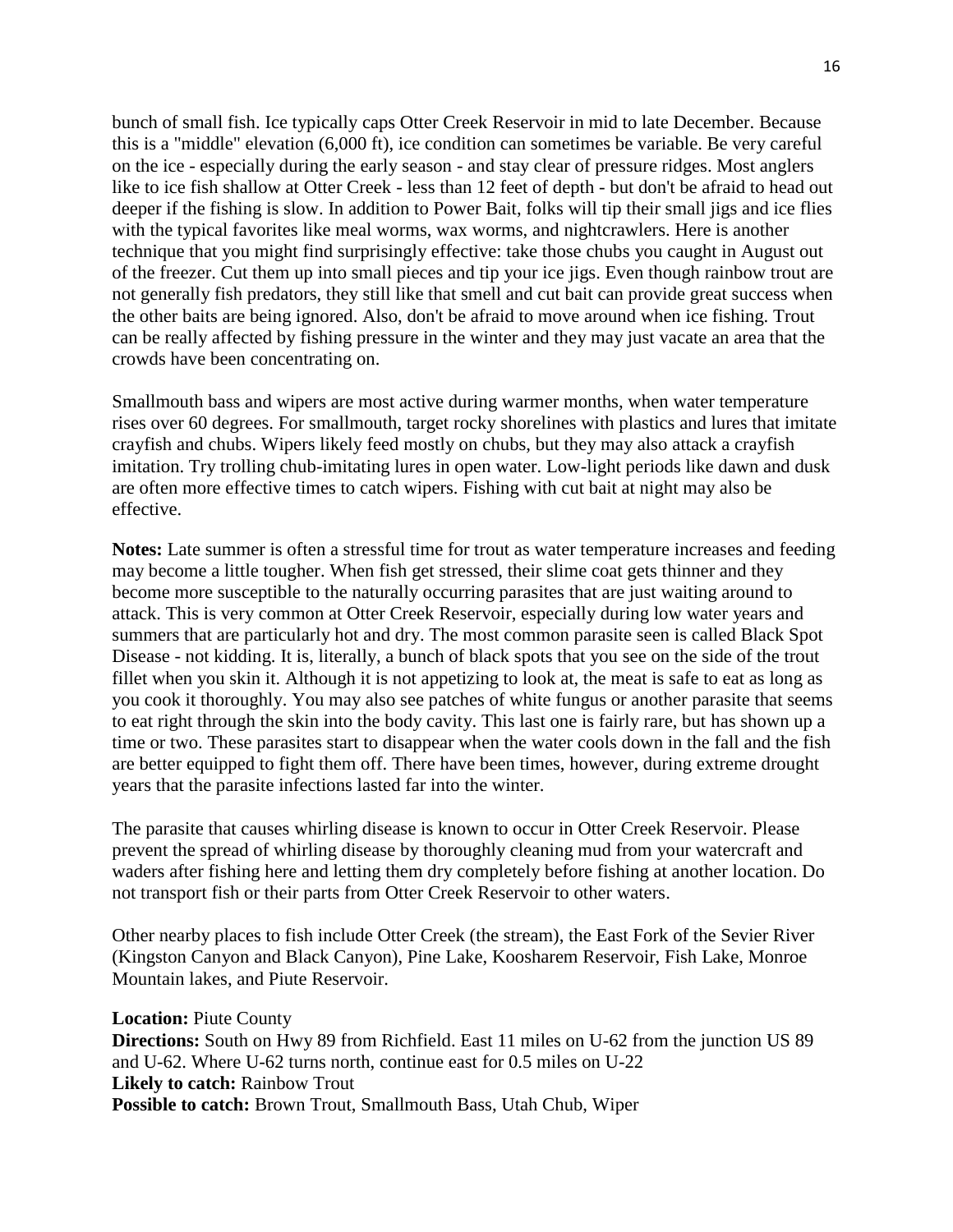bunch of small fish. Ice typically caps Otter Creek Reservoir in mid to late December. Because this is a "middle" elevation (6,000 ft), ice condition can sometimes be variable. Be very careful on the ice - especially during the early season - and stay clear of pressure ridges. Most anglers like to ice fish shallow at Otter Creek - less than 12 feet of depth - but don't be afraid to head out deeper if the fishing is slow. In addition to Power Bait, folks will tip their small jigs and ice flies with the typical favorites like meal worms, wax worms, and nightcrawlers. Here is another technique that you might find surprisingly effective: take those chubs you caught in August out of the freezer. Cut them up into small pieces and tip your ice jigs. Even though rainbow trout are not generally fish predators, they still like that smell and cut bait can provide great success when the other baits are being ignored. Also, don't be afraid to move around when ice fishing. Trout can be really affected by fishing pressure in the winter and they may just vacate an area that the crowds have been concentrating on.

Smallmouth bass and wipers are most active during warmer months, when water temperature rises over 60 degrees. For smallmouth, target rocky shorelines with plastics and lures that imitate crayfish and chubs. Wipers likely feed mostly on chubs, but they may also attack a crayfish imitation. Try trolling chub-imitating lures in open water. Low-light periods like dawn and dusk are often more effective times to catch wipers. Fishing with cut bait at night may also be effective.

**Notes:** Late summer is often a stressful time for trout as water temperature increases and feeding may become a little tougher. When fish get stressed, their slime coat gets thinner and they become more susceptible to the naturally occurring parasites that are just waiting around to attack. This is very common at Otter Creek Reservoir, especially during low water years and summers that are particularly hot and dry. The most common parasite seen is called Black Spot Disease - not kidding. It is, literally, a bunch of black spots that you see on the side of the trout fillet when you skin it. Although it is not appetizing to look at, the meat is safe to eat as long as you cook it thoroughly. You may also see patches of white fungus or another parasite that seems to eat right through the skin into the body cavity. This last one is fairly rare, but has shown up a time or two. These parasites start to disappear when the water cools down in the fall and the fish are better equipped to fight them off. There have been times, however, during extreme drought years that the parasite infections lasted far into the winter.

The parasite that causes whirling disease is known to occur in Otter Creek Reservoir. Please prevent the spread of whirling disease by thoroughly cleaning mud from your watercraft and waders after fishing here and letting them dry completely before fishing at another location. Do not transport fish or their parts from Otter Creek Reservoir to other waters.

Other nearby places to fish include Otter Creek (the stream), the East Fork of the Sevier River (Kingston Canyon and Black Canyon), Pine Lake, Koosharem Reservoir, Fish Lake, Monroe Mountain lakes, and Piute Reservoir.

**Location:** Piute County
**Directions:** South on Hwy 89 from Richfield. East 11 miles on U-62 from the junction US 89 and U-62. Where U-62 turns north, continue east for 0.5 miles on U-22
**Likely to catch:** Rainbow Trout
**Possible to catch:** Brown Trout, Smallmouth Bass, Utah Chub, Wiper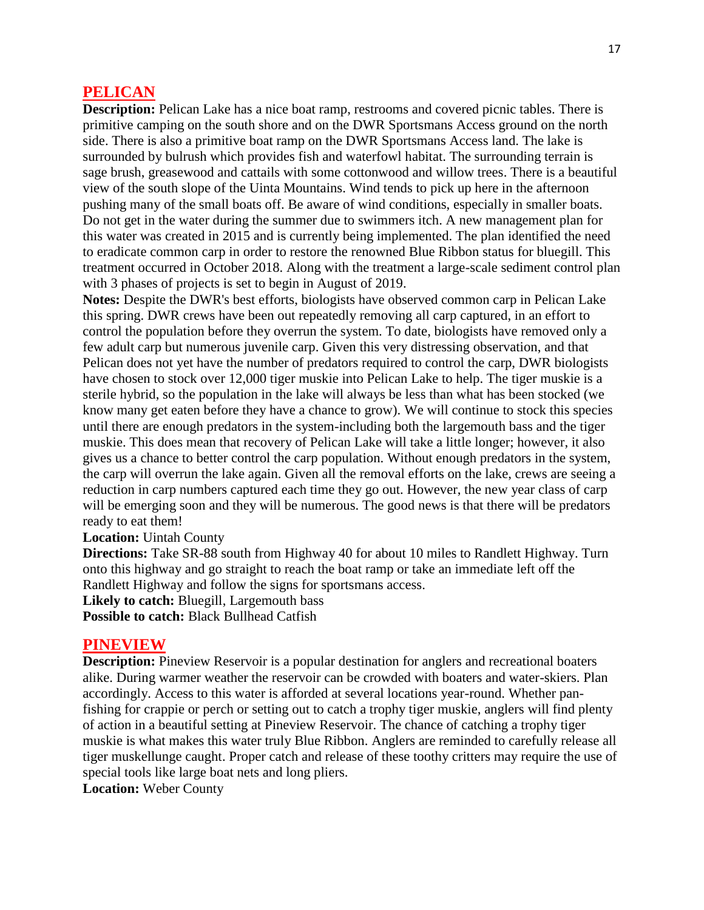## PELICAN

**Description:** Pelican Lake has a nice boat ramp, restrooms and covered picnic tables. There is primitive camping on the south shore and on the DWR Sportsmans Access ground on the north side. There is also a primitive boat ramp on the DWR Sportsmans Access land. The lake is surrounded by bulrush which provides fish and waterfowl habitat. The surrounding terrain is sage brush, greasewood and cattails with some cottonwood and willow trees. There is a beautiful view of the south slope of the Uinta Mountains. Wind tends to pick up here in the afternoon pushing many of the small boats off. Be aware of wind conditions, especially in smaller boats. Do not get in the water during the summer due to swimmers itch. A new management plan for this water was created in 2015 and is currently being implemented. The plan identified the need to eradicate common carp in order to restore the renowned Blue Ribbon status for bluegill. This treatment occurred in October 2018. Along with the treatment a large-scale sediment control plan with 3 phases of projects is set to begin in August of 2019.

**Notes:** Despite the DWR's best efforts, biologists have observed common carp in Pelican Lake this spring. DWR crews have been out repeatedly removing all carp captured, in an effort to control the population before they overrun the system. To date, biologists have removed only a few adult carp but numerous juvenile carp. Given this very distressing observation, and that Pelican does not yet have the number of predators required to control the carp, DWR biologists have chosen to stock over 12,000 tiger muskie into Pelican Lake to help. The tiger muskie is a sterile hybrid, so the population in the lake will always be less than what has been stocked (we know many get eaten before they have a chance to grow). We will continue to stock this species until there are enough predators in the system-including both the largemouth bass and the tiger muskie. This does mean that recovery of Pelican Lake will take a little longer; however, it also gives us a chance to better control the carp population. Without enough predators in the system, the carp will overrun the lake again. Given all the removal efforts on the lake, crews are seeing a reduction in carp numbers captured each time they go out. However, the new year class of carp will be emerging soon and they will be numerous. The good news is that there will be predators ready to eat them!

**Location:** Uintah County

**Directions:** Take SR-88 south from Highway 40 for about 10 miles to Randlett Highway. Turn onto this highway and go straight to reach the boat ramp or take an immediate left off the Randlett Highway and follow the signs for sportsmans access.

**Likely to catch:** Bluegill, Largemouth bass

**Possible to catch:** Black Bullhead Catfish

## PINEVIEW

**Description:** Pineview Reservoir is a popular destination for anglers and recreational boaters alike. During warmer weather the reservoir can be crowded with boaters and water-skiers. Plan accordingly. Access to this water is afforded at several locations year-round. Whether pan-fishing for crappie or perch or setting out to catch a trophy tiger muskie, anglers will find plenty of action in a beautiful setting at Pineview Reservoir. The chance of catching a trophy tiger muskie is what makes this water truly Blue Ribbon. Anglers are reminded to carefully release all tiger muskellunge caught. Proper catch and release of these toothy critters may require the use of special tools like large boat nets and long pliers.

**Location:** Weber County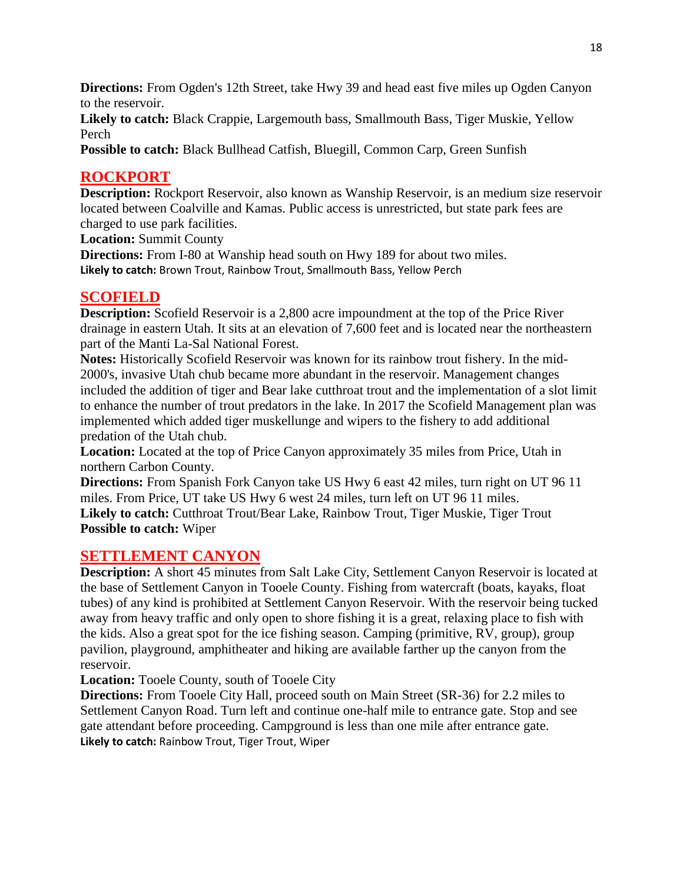**Directions:** From Ogden's 12th Street, take Hwy 39 and head east five miles up Ogden Canyon to the reservoir.
**Likely to catch:** Black Crappie, Largemouth bass, Smallmouth Bass, Tiger Muskie, Yellow Perch
**Possible to catch:** Black Bullhead Catfish, Bluegill, Common Carp, Green Sunfish

## ROCKPORT

**Description:** Rockport Reservoir, also known as Wanship Reservoir, is an medium size reservoir located between Coalville and Kamas. Public access is unrestricted, but state park fees are charged to use park facilities.
**Location:** Summit County
**Directions:** From I-80 at Wanship head south on Hwy 189 for about two miles.
**Likely to catch:** Brown Trout, Rainbow Trout, Smallmouth Bass, Yellow Perch

## SCOFIELD

**Description:** Scofield Reservoir is a 2,800 acre impoundment at the top of the Price River drainage in eastern Utah. It sits at an elevation of 7,600 feet and is located near the northeastern part of the Manti La-Sal National Forest.
**Notes:** Historically Scofield Reservoir was known for its rainbow trout fishery. In the mid-2000's, invasive Utah chub became more abundant in the reservoir. Management changes included the addition of tiger and Bear lake cutthroat trout and the implementation of a slot limit to enhance the number of trout predators in the lake. In 2017 the Scofield Management plan was implemented which added tiger muskellunge and wipers to the fishery to add additional predation of the Utah chub.
**Location:** Located at the top of Price Canyon approximately 35 miles from Price, Utah in northern Carbon County.
**Directions:** From Spanish Fork Canyon take US Hwy 6 east 42 miles, turn right on UT 96 11 miles. From Price, UT take US Hwy 6 west 24 miles, turn left on UT 96 11 miles.
**Likely to catch:** Cutthroat Trout/Bear Lake, Rainbow Trout, Tiger Muskie, Tiger Trout
**Possible to catch:** Wiper

## SETTLEMENT CANYON

**Description:** A short 45 minutes from Salt Lake City, Settlement Canyon Reservoir is located at the base of Settlement Canyon in Tooele County. Fishing from watercraft (boats, kayaks, float tubes) of any kind is prohibited at Settlement Canyon Reservoir. With the reservoir being tucked away from heavy traffic and only open to shore fishing it is a great, relaxing place to fish with the kids. Also a great spot for the ice fishing season. Camping (primitive, RV, group), group pavilion, playground, amphitheater and hiking are available farther up the canyon from the reservoir.
**Location:** Tooele County, south of Tooele City
**Directions:** From Tooele City Hall, proceed south on Main Street (SR-36) for 2.2 miles to Settlement Canyon Road. Turn left and continue one-half mile to entrance gate. Stop and see gate attendant before proceeding. Campground is less than one mile after entrance gate.
**Likely to catch:** Rainbow Trout, Tiger Trout, Wiper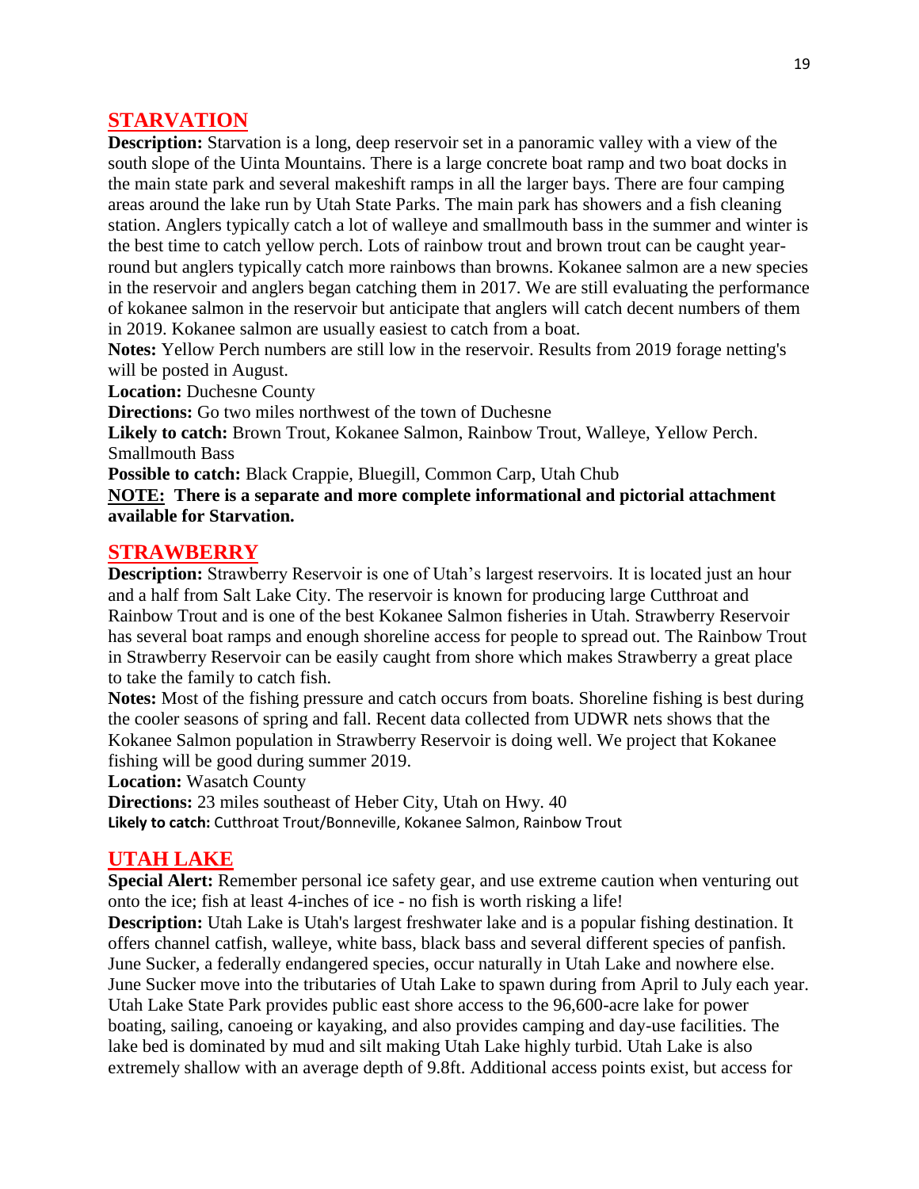## STARVATION

**Description:** Starvation is a long, deep reservoir set in a panoramic valley with a view of the south slope of the Uinta Mountains. There is a large concrete boat ramp and two boat docks in the main state park and several makeshift ramps in all the larger bays. There are four camping areas around the lake run by Utah State Parks. The main park has showers and a fish cleaning station. Anglers typically catch a lot of walleye and smallmouth bass in the summer and winter is the best time to catch yellow perch. Lots of rainbow trout and brown trout can be caught year-round but anglers typically catch more rainbows than browns. Kokanee salmon are a new species in the reservoir and anglers began catching them in 2017. We are still evaluating the performance of kokanee salmon in the reservoir but anticipate that anglers will catch decent numbers of them in 2019. Kokanee salmon are usually easiest to catch from a boat.

**Notes:** Yellow Perch numbers are still low in the reservoir. Results from 2019 forage netting's will be posted in August.

**Location:** Duchesne County

**Directions:** Go two miles northwest of the town of Duchesne

**Likely to catch:** Brown Trout, Kokanee Salmon, Rainbow Trout, Walleye, Yellow Perch. Smallmouth Bass

**Possible to catch:** Black Crappie, Bluegill, Common Carp, Utah Chub

**NOTE: There is a separate and more complete informational and pictorial attachment available for Starvation.**

## STRAWBERRY

**Description:** Strawberry Reservoir is one of Utah's largest reservoirs. It is located just an hour and a half from Salt Lake City. The reservoir is known for producing large Cutthroat and Rainbow Trout and is one of the best Kokanee Salmon fisheries in Utah. Strawberry Reservoir has several boat ramps and enough shoreline access for people to spread out. The Rainbow Trout in Strawberry Reservoir can be easily caught from shore which makes Strawberry a great place to take the family to catch fish.

**Notes:** Most of the fishing pressure and catch occurs from boats. Shoreline fishing is best during the cooler seasons of spring and fall. Recent data collected from UDWR nets shows that the Kokanee Salmon population in Strawberry Reservoir is doing well. We project that Kokanee fishing will be good during summer 2019.

**Location:** Wasatch County

**Directions:** 23 miles southeast of Heber City, Utah on Hwy. 40

**Likely to catch:** Cutthroat Trout/Bonneville, Kokanee Salmon, Rainbow Trout

## UTAH LAKE

**Special Alert:** Remember personal ice safety gear, and use extreme caution when venturing out onto the ice; fish at least 4-inches of ice - no fish is worth risking a life!

**Description:** Utah Lake is Utah's largest freshwater lake and is a popular fishing destination. It offers channel catfish, walleye, white bass, black bass and several different species of panfish. June Sucker, a federally endangered species, occur naturally in Utah Lake and nowhere else. June Sucker move into the tributaries of Utah Lake to spawn during from April to July each year. Utah Lake State Park provides public east shore access to the 96,600-acre lake for power boating, sailing, canoeing or kayaking, and also provides camping and day-use facilities. The lake bed is dominated by mud and silt making Utah Lake highly turbid. Utah Lake is also extremely shallow with an average depth of 9.8ft. Additional access points exist, but access for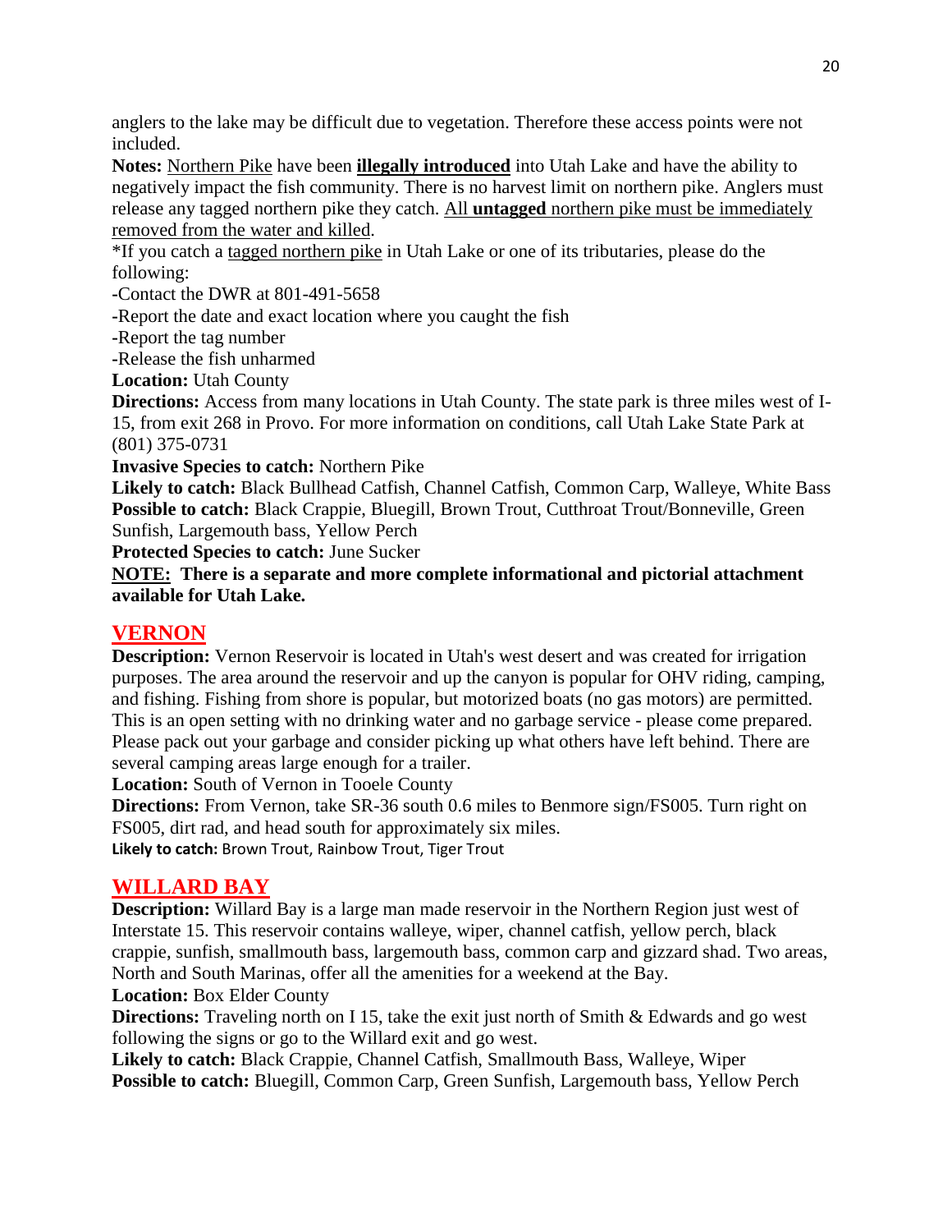anglers to the lake may be difficult due to vegetation. Therefore these access points were not included.

**Notes:** Northern Pike have been **illegally introduced** into Utah Lake and have the ability to negatively impact the fish community. There is no harvest limit on northern pike. Anglers must release any tagged northern pike they catch. All **untagged** northern pike must be immediately removed from the water and killed.

*If you catch a tagged northern pike in Utah Lake or one of its tributaries, please do the following:

-Contact the DWR at 801-491-5658

-Report the date and exact location where you caught the fish

-Report the tag number

-Release the fish unharmed

**Location:** Utah County

**Directions:** Access from many locations in Utah County. The state park is three miles west of I-15, from exit 268 in Provo. For more information on conditions, call Utah Lake State Park at (801) 375-0731

**Invasive Species to catch:** Northern Pike

**Likely to catch:** Black Bullhead Catfish, Channel Catfish, Common Carp, Walleye, White Bass

**Possible to catch:** Black Crappie, Bluegill, Brown Trout, Cutthroat Trout/Bonneville, Green Sunfish, Largemouth bass, Yellow Perch

**Protected Species to catch:** June Sucker

**NOTE: There is a separate and more complete informational and pictorial attachment available for Utah Lake.**

## VERNON

**Description:** Vernon Reservoir is located in Utah's west desert and was created for irrigation purposes. The area around the reservoir and up the canyon is popular for OHV riding, camping, and fishing. Fishing from shore is popular, but motorized boats (no gas motors) are permitted. This is an open setting with no drinking water and no garbage service - please come prepared. Please pack out your garbage and consider picking up what others have left behind. There are several camping areas large enough for a trailer.

**Location:** South of Vernon in Tooele County

**Directions:** From Vernon, take SR-36 south 0.6 miles to Benmore sign/FS005. Turn right on FS005, dirt rad, and head south for approximately six miles.

**Likely to catch:** Brown Trout, Rainbow Trout, Tiger Trout

## WILLARD BAY

**Description:** Willard Bay is a large man made reservoir in the Northern Region just west of Interstate 15. This reservoir contains walleye, wiper, channel catfish, yellow perch, black crappie, sunfish, smallmouth bass, largemouth bass, common carp and gizzard shad. Two areas, North and South Marinas, offer all the amenities for a weekend at the Bay.

**Location:** Box Elder County

**Directions:** Traveling north on I 15, take the exit just north of Smith & Edwards and go west following the signs or go to the Willard exit and go west.

**Likely to catch:** Black Crappie, Channel Catfish, Smallmouth Bass, Walleye, Wiper

**Possible to catch:** Bluegill, Common Carp, Green Sunfish, Largemouth bass, Yellow Perch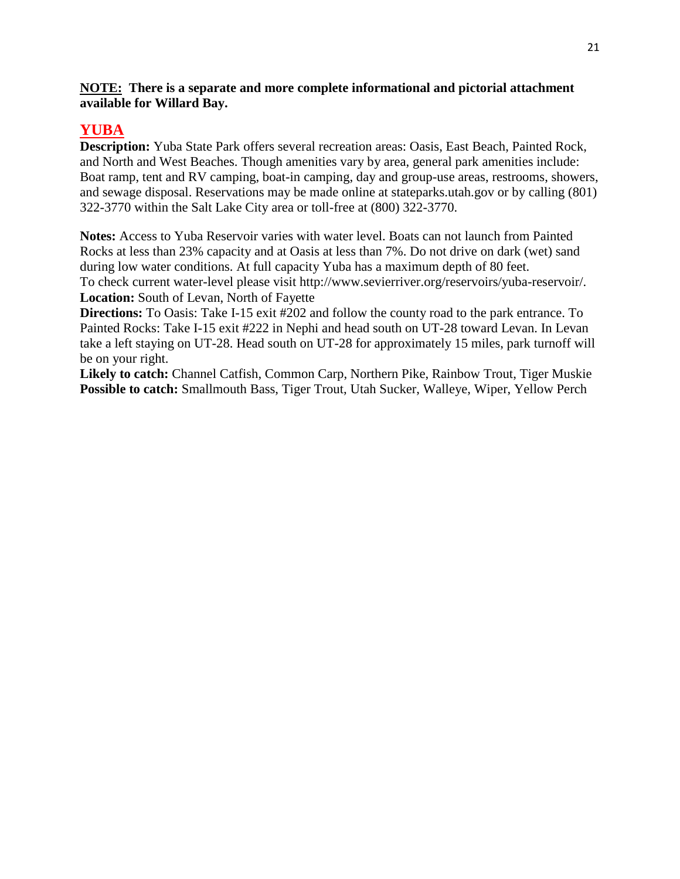**NOTE: There is a separate and more complete informational and pictorial attachment available for Willard Bay.**

## YUBA

**Description:** Yuba State Park offers several recreation areas: Oasis, East Beach, Painted Rock, and North and West Beaches. Though amenities vary by area, general park amenities include: Boat ramp, tent and RV camping, boat-in camping, day and group-use areas, restrooms, showers, and sewage disposal. Reservations may be made online at stateparks.utah.gov or by calling (801) 322-3770 within the Salt Lake City area or toll-free at (800) 322-3770.

**Notes:** Access to Yuba Reservoir varies with water level. Boats can not launch from Painted Rocks at less than 23% capacity and at Oasis at less than 7%. Do not drive on dark (wet) sand during low water conditions. At full capacity Yuba has a maximum depth of 80 feet.
To check current water-level please visit http://www.sevierriver.org/reservoirs/yuba-reservoir/.
**Location:** South of Levan, North of Fayette
**Directions:** To Oasis: Take I-15 exit #202 and follow the county road to the park entrance. To Painted Rocks: Take I-15 exit #222 in Nephi and head south on UT-28 toward Levan. In Levan take a left staying on UT-28. Head south on UT-28 for approximately 15 miles, park turnoff will be on your right.
**Likely to catch:** Channel Catfish, Common Carp, Northern Pike, Rainbow Trout, Tiger Muskie
**Possible to catch:** Smallmouth Bass, Tiger Trout, Utah Sucker, Walleye, Wiper, Yellow Perch